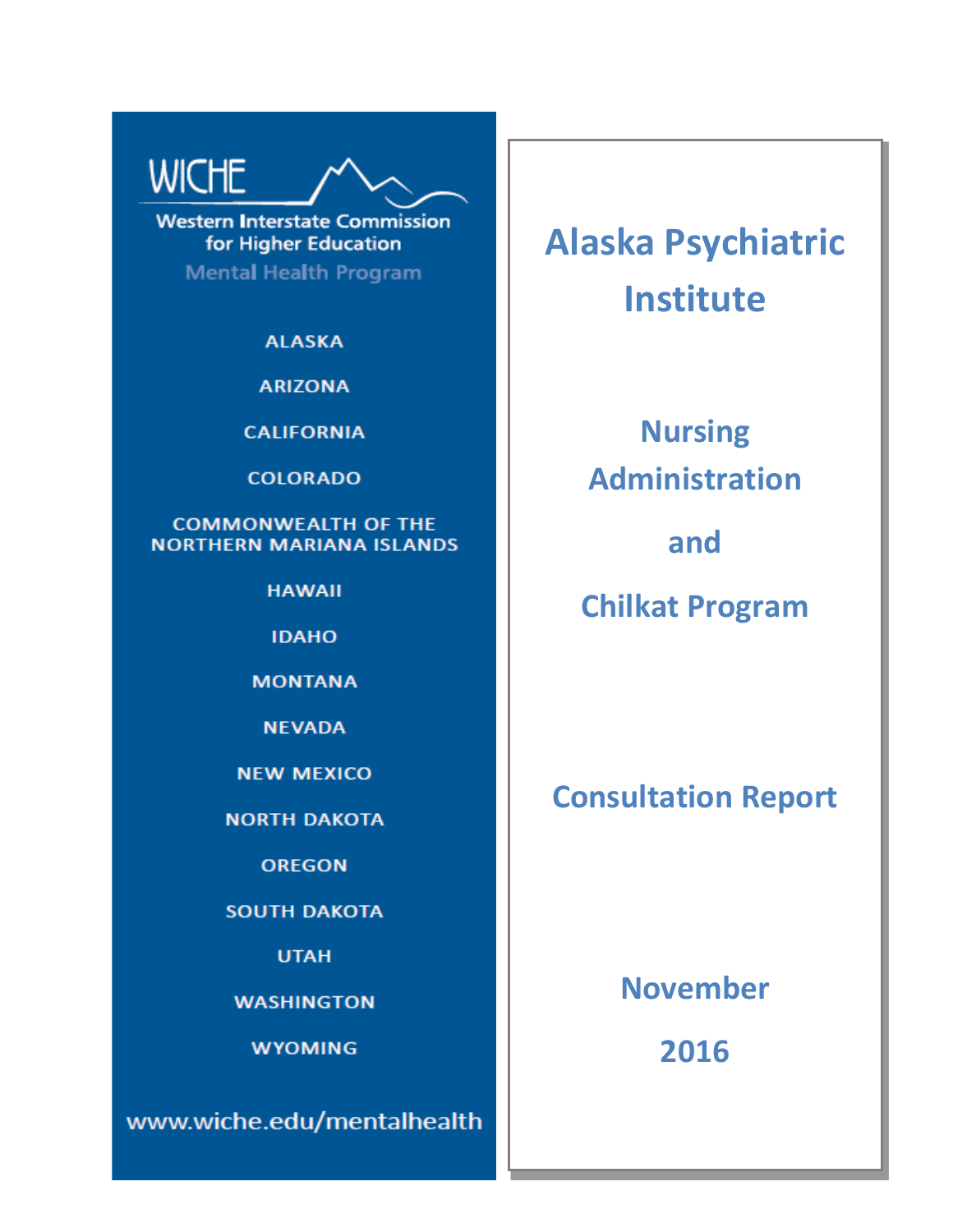WICHE

Western Interstate Commission for Higher Education

Mental Health Program

ALASKA

ARIZONA

CALIFORNIA

COLORADO

COMMONWEALTH OF THE NORTHERN MARIANA ISLANDS

HAWAII

IDAHO

MONTANA

NEVADA

NEW MEXICO

NORTH DAKOTA

OREGON

SOUTH DAKOTA

UTAH

WASHINGTON

WYOMING

www.wiche.edu/mentalhealth

# Alaska Psychiatric Institute

## Nursing Administration and Chilkat Program

## Consultation Report

## November 2016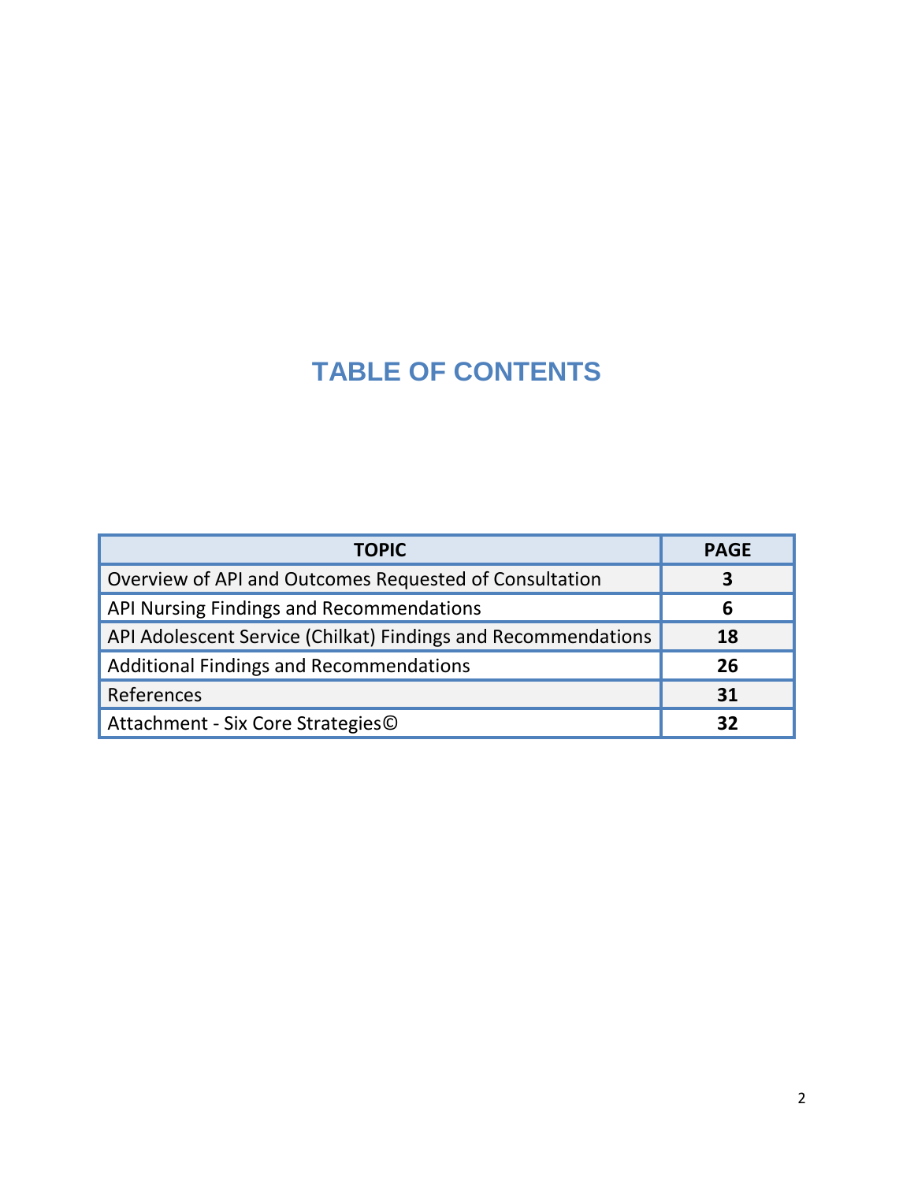# TABLE OF CONTENTS

| TOPIC | PAGE |
| --- | --- |
| Overview of API and Outcomes Requested of Consultation | 3 |
| API Nursing Findings and Recommendations | 6 |
| API Adolescent Service (Chilkat) Findings and Recommendations | 18 |
| Additional Findings and Recommendations | 26 |
| References | 31 |
| Attachment - Six Core Strategies© | 32 |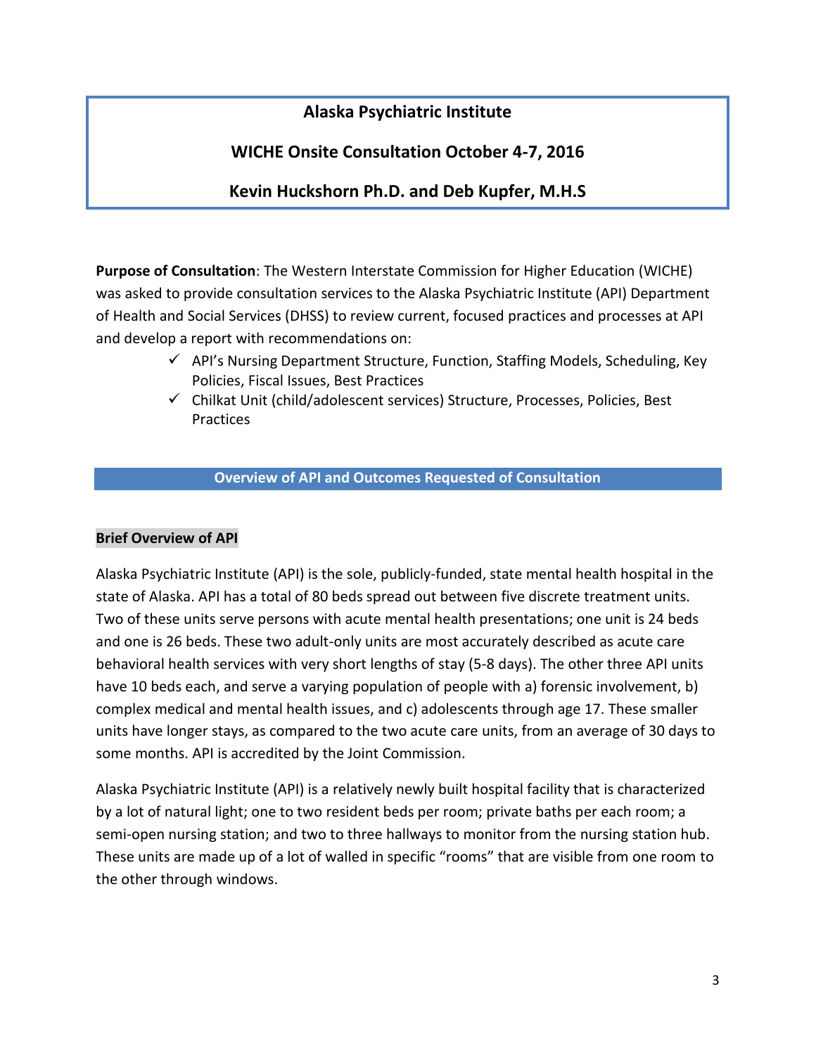# Alaska Psychiatric Institute

## WICHE Onsite Consultation October 4-7, 2016

## Kevin Huckshorn Ph.D. and Deb Kupfer, M.H.S

**Purpose of Consultation**: The Western Interstate Commission for Higher Education (WICHE) was asked to provide consultation services to the Alaska Psychiatric Institute (API) Department of Health and Social Services (DHSS) to review current, focused practices and processes at API and develop a report with recommendations on:

- ✓ API's Nursing Department Structure, Function, Staffing Models, Scheduling, Key Policies, Fiscal Issues, Best Practices
- ✓ Chilkat Unit (child/adolescent services) Structure, Processes, Policies, Best Practices

## Overview of API and Outcomes Requested of Consultation

### Brief Overview of API

Alaska Psychiatric Institute (API) is the sole, publicly-funded, state mental health hospital in the state of Alaska. API has a total of 80 beds spread out between five discrete treatment units. Two of these units serve persons with acute mental health presentations; one unit is 24 beds and one is 26 beds. These two adult-only units are most accurately described as acute care behavioral health services with very short lengths of stay (5-8 days). The other three API units have 10 beds each, and serve a varying population of people with a) forensic involvement, b) complex medical and mental health issues, and c) adolescents through age 17. These smaller units have longer stays, as compared to the two acute care units, from an average of 30 days to some months. API is accredited by the Joint Commission.

Alaska Psychiatric Institute (API) is a relatively newly built hospital facility that is characterized by a lot of natural light; one to two resident beds per room; private baths per each room; a semi-open nursing station; and two to three hallways to monitor from the nursing station hub. These units are made up of a lot of walled in specific "rooms" that are visible from one room to the other through windows.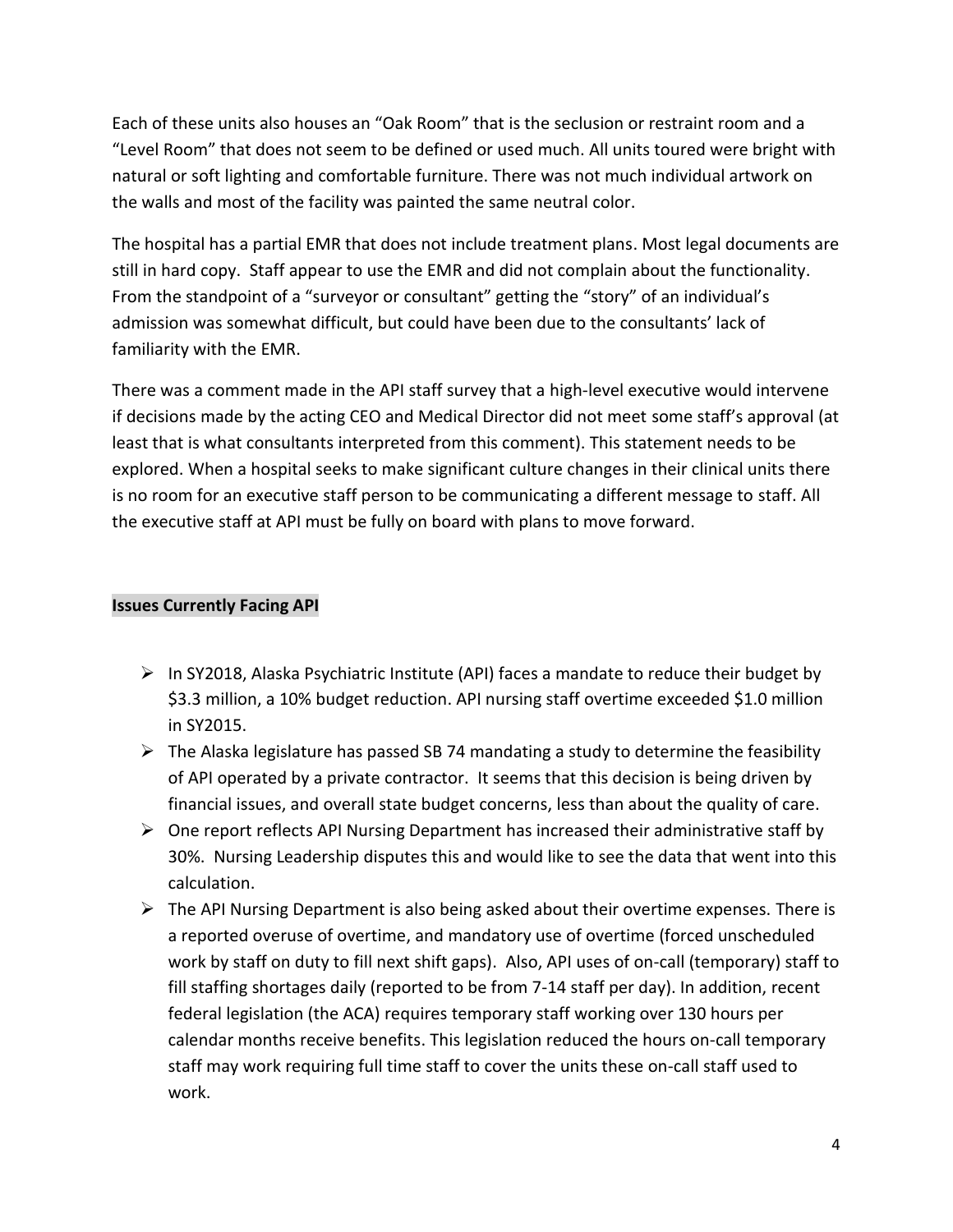Each of these units also houses an "Oak Room" that is the seclusion or restraint room and a "Level Room" that does not seem to be defined or used much. All units toured were bright with natural or soft lighting and comfortable furniture. There was not much individual artwork on the walls and most of the facility was painted the same neutral color.

The hospital has a partial EMR that does not include treatment plans. Most legal documents are still in hard copy. Staff appear to use the EMR and did not complain about the functionality. From the standpoint of a "surveyor or consultant" getting the "story" of an individual's admission was somewhat difficult, but could have been due to the consultants' lack of familiarity with the EMR.

There was a comment made in the API staff survey that a high-level executive would intervene if decisions made by the acting CEO and Medical Director did not meet some staff's approval (at least that is what consultants interpreted from this comment). This statement needs to be explored. When a hospital seeks to make significant culture changes in their clinical units there is no room for an executive staff person to be communicating a different message to staff. All the executive staff at API must be fully on board with plans to move forward.

## Issues Currently Facing API

- In SY2018, Alaska Psychiatric Institute (API) faces a mandate to reduce their budget by $3.3 million, a 10% budget reduction. API nursing staff overtime exceeded $1.0 million in SY2015.
- The Alaska legislature has passed SB 74 mandating a study to determine the feasibility of API operated by a private contractor. It seems that this decision is being driven by financial issues, and overall state budget concerns, less than about the quality of care.
- One report reflects API Nursing Department has increased their administrative staff by 30%. Nursing Leadership disputes this and would like to see the data that went into this calculation.
- The API Nursing Department is also being asked about their overtime expenses. There is a reported overuse of overtime, and mandatory use of overtime (forced unscheduled work by staff on duty to fill next shift gaps). Also, API uses of on-call (temporary) staff to fill staffing shortages daily (reported to be from 7-14 staff per day). In addition, recent federal legislation (the ACA) requires temporary staff working over 130 hours per calendar months receive benefits. This legislation reduced the hours on-call temporary staff may work requiring full time staff to cover the units these on-call staff used to work.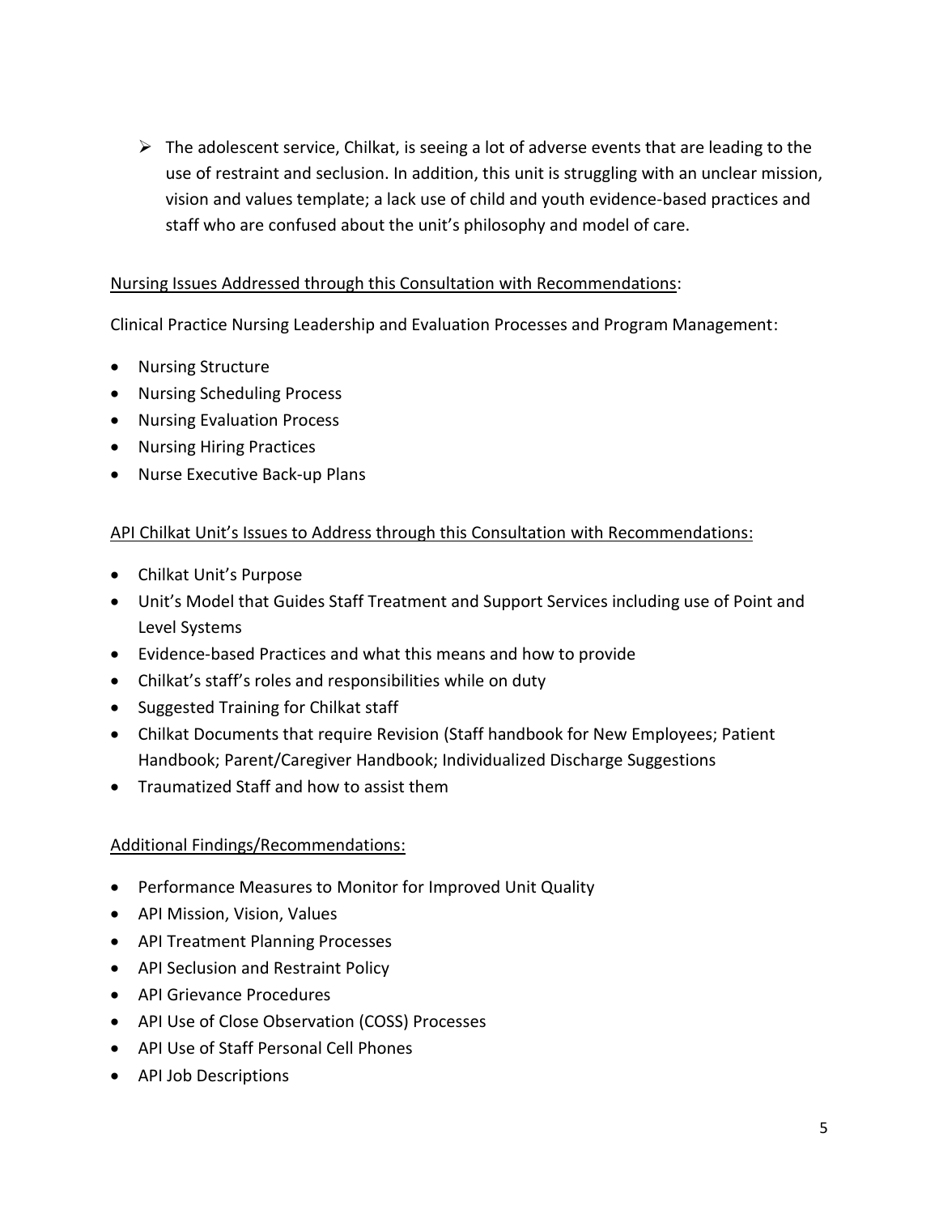- The adolescent service, Chilkat, is seeing a lot of adverse events that are leading to the use of restraint and seclusion. In addition, this unit is struggling with an unclear mission, vision and values template; a lack use of child and youth evidence-based practices and staff who are confused about the unit's philosophy and model of care.

<u>Nursing Issues Addressed through this Consultation with Recommendations</u>:

Clinical Practice Nursing Leadership and Evaluation Processes and Program Management:

- Nursing Structure
- Nursing Scheduling Process
- Nursing Evaluation Process
- Nursing Hiring Practices
- Nurse Executive Back-up Plans

<u>API Chilkat Unit's Issues to Address through this Consultation with Recommendations:</u>

- Chilkat Unit's Purpose
- Unit's Model that Guides Staff Treatment and Support Services including use of Point and Level Systems
- Evidence-based Practices and what this means and how to provide
- Chilkat's staff's roles and responsibilities while on duty
- Suggested Training for Chilkat staff
- Chilkat Documents that require Revision (Staff handbook for New Employees; Patient Handbook; Parent/Caregiver Handbook; Individualized Discharge Suggestions
- Traumatized Staff and how to assist them

<u>Additional Findings/Recommendations:</u>

- Performance Measures to Monitor for Improved Unit Quality
- API Mission, Vision, Values
- API Treatment Planning Processes
- API Seclusion and Restraint Policy
- API Grievance Procedures
- API Use of Close Observation (COSS) Processes
- API Use of Staff Personal Cell Phones
- API Job Descriptions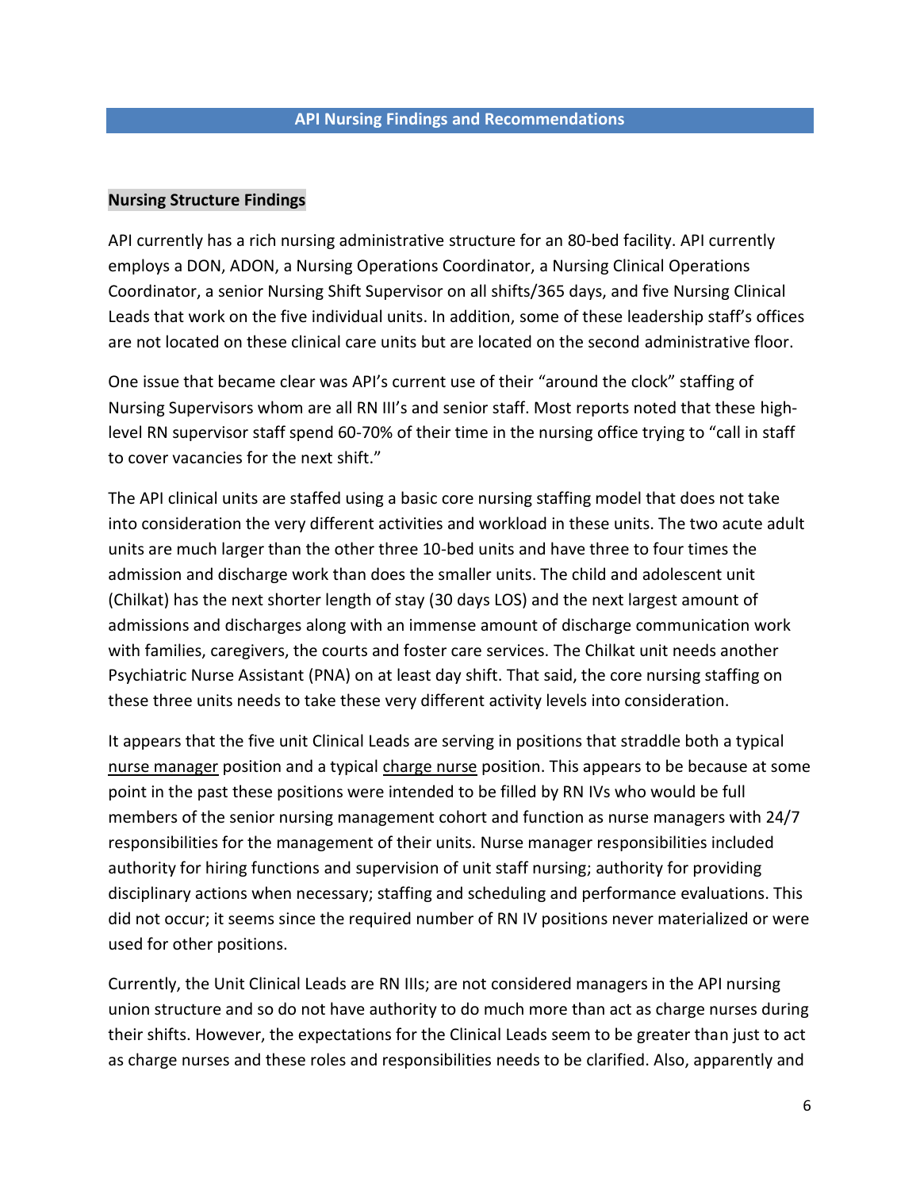## API Nursing Findings and Recommendations

### Nursing Structure Findings

API currently has a rich nursing administrative structure for an 80-bed facility. API currently employs a DON, ADON, a Nursing Operations Coordinator, a Nursing Clinical Operations Coordinator, a senior Nursing Shift Supervisor on all shifts/365 days, and five Nursing Clinical Leads that work on the five individual units. In addition, some of these leadership staff's offices are not located on these clinical care units but are located on the second administrative floor.

One issue that became clear was API's current use of their "around the clock" staffing of Nursing Supervisors whom are all RN III's and senior staff. Most reports noted that these high-level RN supervisor staff spend 60-70% of their time in the nursing office trying to "call in staff to cover vacancies for the next shift."

The API clinical units are staffed using a basic core nursing staffing model that does not take into consideration the very different activities and workload in these units. The two acute adult units are much larger than the other three 10-bed units and have three to four times the admission and discharge work than does the smaller units. The child and adolescent unit (Chilkat) has the next shorter length of stay (30 days LOS) and the next largest amount of admissions and discharges along with an immense amount of discharge communication work with families, caregivers, the courts and foster care services. The Chilkat unit needs another Psychiatric Nurse Assistant (PNA) on at least day shift. That said, the core nursing staffing on these three units needs to take these very different activity levels into consideration.

It appears that the five unit Clinical Leads are serving in positions that straddle both a typical nurse manager position and a typical charge nurse position. This appears to be because at some point in the past these positions were intended to be filled by RN IVs who would be full members of the senior nursing management cohort and function as nurse managers with 24/7 responsibilities for the management of their units. Nurse manager responsibilities included authority for hiring functions and supervision of unit staff nursing; authority for providing disciplinary actions when necessary; staffing and scheduling and performance evaluations. This did not occur; it seems since the required number of RN IV positions never materialized or were used for other positions.

Currently, the Unit Clinical Leads are RN IIIs; are not considered managers in the API nursing union structure and so do not have authority to do much more than act as charge nurses during their shifts. However, the expectations for the Clinical Leads seem to be greater than just to act as charge nurses and these roles and responsibilities needs to be clarified. Also, apparently and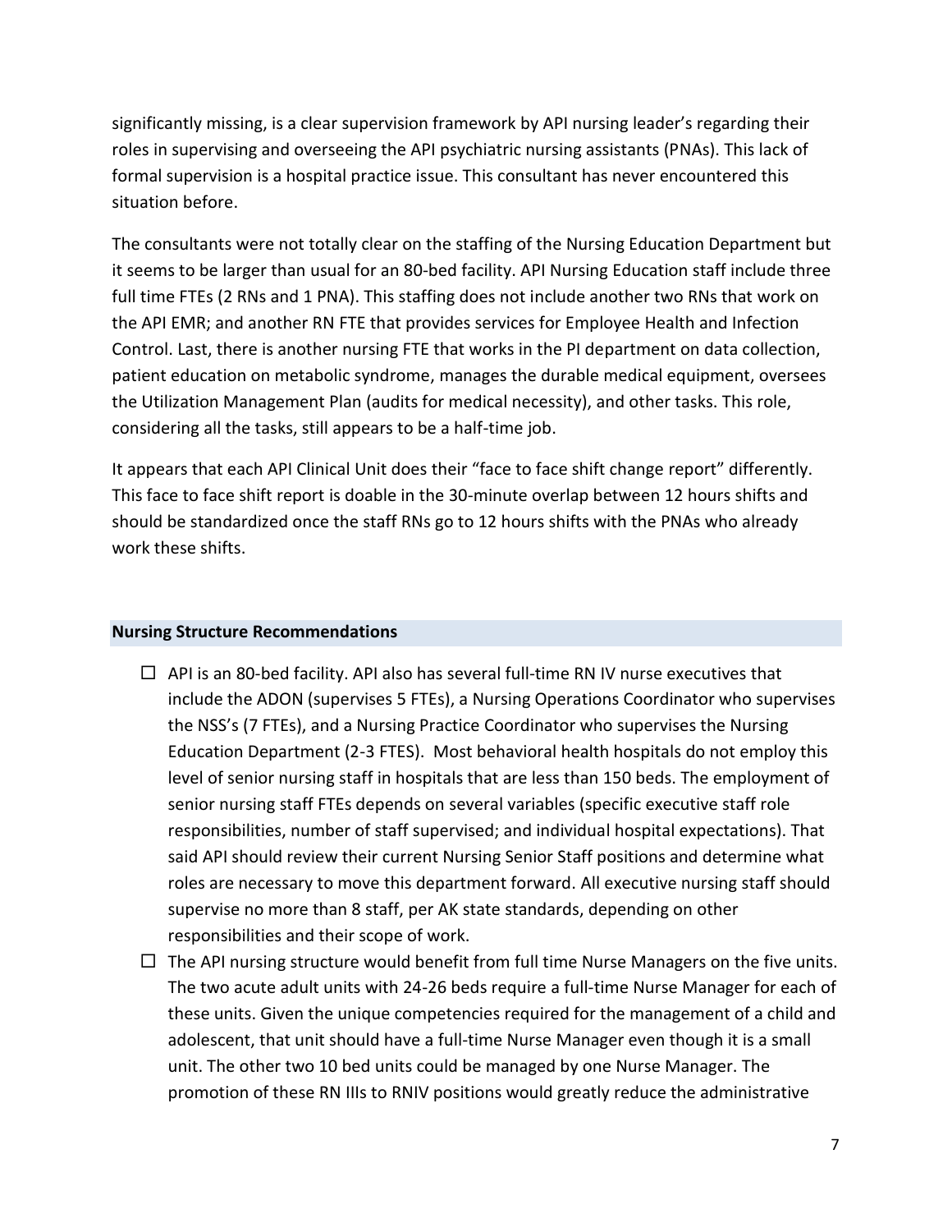significantly missing, is a clear supervision framework by API nursing leader's regarding their roles in supervising and overseeing the API psychiatric nursing assistants (PNAs). This lack of formal supervision is a hospital practice issue. This consultant has never encountered this situation before.

The consultants were not totally clear on the staffing of the Nursing Education Department but it seems to be larger than usual for an 80-bed facility. API Nursing Education staff include three full time FTEs (2 RNs and 1 PNA). This staffing does not include another two RNs that work on the API EMR; and another RN FTE that provides services for Employee Health and Infection Control. Last, there is another nursing FTE that works in the PI department on data collection, patient education on metabolic syndrome, manages the durable medical equipment, oversees the Utilization Management Plan (audits for medical necessity), and other tasks. This role, considering all the tasks, still appears to be a half-time job.

It appears that each API Clinical Unit does their "face to face shift change report" differently. This face to face shift report is doable in the 30-minute overlap between 12 hours shifts and should be standardized once the staff RNs go to 12 hours shifts with the PNAs who already work these shifts.

### Nursing Structure Recommendations

- ☐ API is an 80-bed facility. API also has several full-time RN IV nurse executives that include the ADON (supervises 5 FTEs), a Nursing Operations Coordinator who supervises the NSS's (7 FTEs), and a Nursing Practice Coordinator who supervises the Nursing Education Department (2-3 FTES). Most behavioral health hospitals do not employ this level of senior nursing staff in hospitals that are less than 150 beds. The employment of senior nursing staff FTEs depends on several variables (specific executive staff role responsibilities, number of staff supervised; and individual hospital expectations). That said API should review their current Nursing Senior Staff positions and determine what roles are necessary to move this department forward. All executive nursing staff should supervise no more than 8 staff, per AK state standards, depending on other responsibilities and their scope of work.
- ☐ The API nursing structure would benefit from full time Nurse Managers on the five units. The two acute adult units with 24-26 beds require a full-time Nurse Manager for each of these units. Given the unique competencies required for the management of a child and adolescent, that unit should have a full-time Nurse Manager even though it is a small unit. The other two 10 bed units could be managed by one Nurse Manager. The promotion of these RN IIIs to RNIV positions would greatly reduce the administrative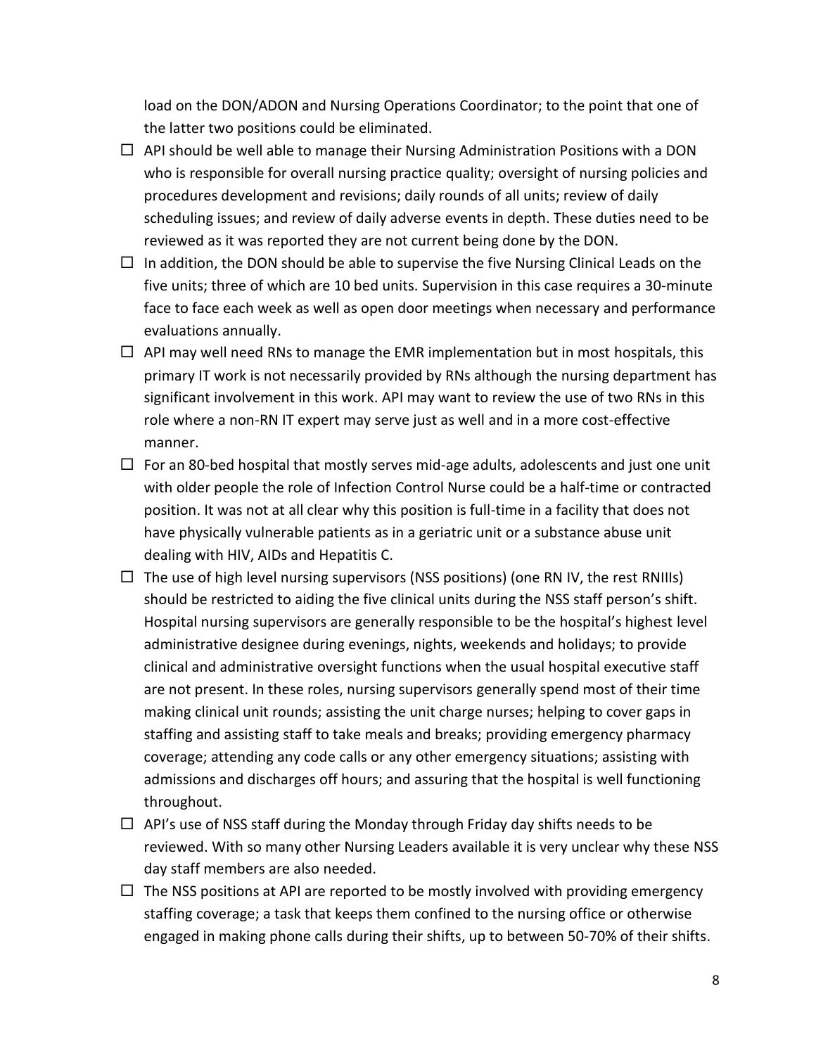load on the DON/ADON and Nursing Operations Coordinator; to the point that one of the latter two positions could be eliminated.

- ☐ API should be well able to manage their Nursing Administration Positions with a DON who is responsible for overall nursing practice quality; oversight of nursing policies and procedures development and revisions; daily rounds of all units; review of daily scheduling issues; and review of daily adverse events in depth. These duties need to be reviewed as it was reported they are not current being done by the DON.
- ☐ In addition, the DON should be able to supervise the five Nursing Clinical Leads on the five units; three of which are 10 bed units. Supervision in this case requires a 30-minute face to face each week as well as open door meetings when necessary and performance evaluations annually.
- ☐ API may well need RNs to manage the EMR implementation but in most hospitals, this primary IT work is not necessarily provided by RNs although the nursing department has significant involvement in this work. API may want to review the use of two RNs in this role where a non-RN IT expert may serve just as well and in a more cost-effective manner.
- ☐ For an 80-bed hospital that mostly serves mid-age adults, adolescents and just one unit with older people the role of Infection Control Nurse could be a half-time or contracted position. It was not at all clear why this position is full-time in a facility that does not have physically vulnerable patients as in a geriatric unit or a substance abuse unit dealing with HIV, AIDs and Hepatitis C.
- ☐ The use of high level nursing supervisors (NSS positions) (one RN IV, the rest RNIIIs) should be restricted to aiding the five clinical units during the NSS staff person's shift. Hospital nursing supervisors are generally responsible to be the hospital's highest level administrative designee during evenings, nights, weekends and holidays; to provide clinical and administrative oversight functions when the usual hospital executive staff are not present. In these roles, nursing supervisors generally spend most of their time making clinical unit rounds; assisting the unit charge nurses; helping to cover gaps in staffing and assisting staff to take meals and breaks; providing emergency pharmacy coverage; attending any code calls or any other emergency situations; assisting with admissions and discharges off hours; and assuring that the hospital is well functioning throughout.
- ☐ API's use of NSS staff during the Monday through Friday day shifts needs to be reviewed. With so many other Nursing Leaders available it is very unclear why these NSS day staff members are also needed.
- ☐ The NSS positions at API are reported to be mostly involved with providing emergency staffing coverage; a task that keeps them confined to the nursing office or otherwise engaged in making phone calls during their shifts, up to between 50-70% of their shifts.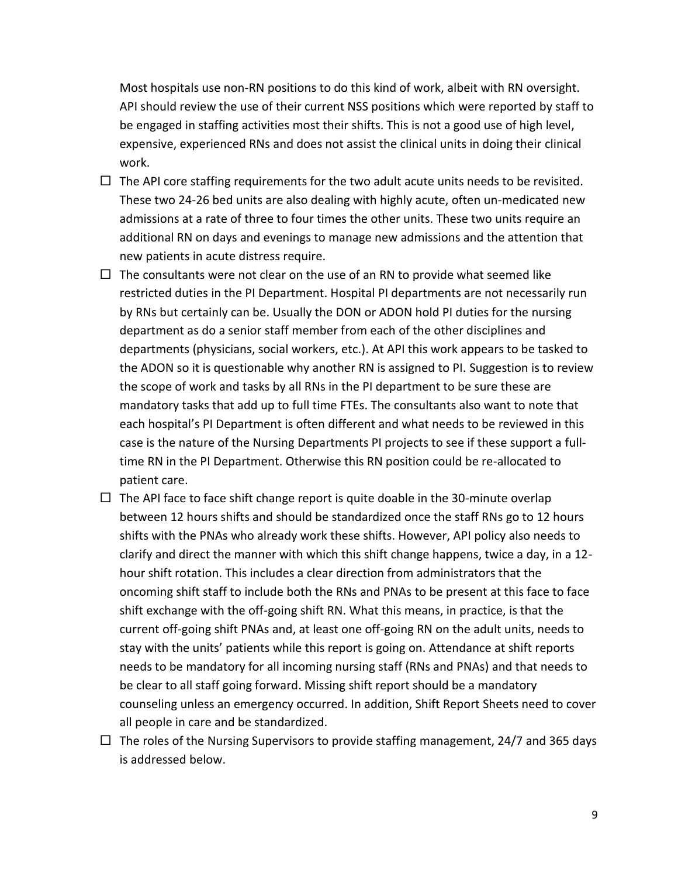Most hospitals use non-RN positions to do this kind of work, albeit with RN oversight. API should review the use of their current NSS positions which were reported by staff to be engaged in staffing activities most their shifts. This is not a good use of high level, expensive, experienced RNs and does not assist the clinical units in doing their clinical work.

- ☐ The API core staffing requirements for the two adult acute units needs to be revisited. These two 24-26 bed units are also dealing with highly acute, often un-medicated new admissions at a rate of three to four times the other units. These two units require an additional RN on days and evenings to manage new admissions and the attention that new patients in acute distress require.
- ☐ The consultants were not clear on the use of an RN to provide what seemed like restricted duties in the PI Department. Hospital PI departments are not necessarily run by RNs but certainly can be. Usually the DON or ADON hold PI duties for the nursing department as do a senior staff member from each of the other disciplines and departments (physicians, social workers, etc.). At API this work appears to be tasked to the ADON so it is questionable why another RN is assigned to PI. Suggestion is to review the scope of work and tasks by all RNs in the PI department to be sure these are mandatory tasks that add up to full time FTEs. The consultants also want to note that each hospital's PI Department is often different and what needs to be reviewed in this case is the nature of the Nursing Departments PI projects to see if these support a full-time RN in the PI Department. Otherwise this RN position could be re-allocated to patient care.
- ☐ The API face to face shift change report is quite doable in the 30-minute overlap between 12 hours shifts and should be standardized once the staff RNs go to 12 hours shifts with the PNAs who already work these shifts. However, API policy also needs to clarify and direct the manner with which this shift change happens, twice a day, in a 12-hour shift rotation. This includes a clear direction from administrators that the oncoming shift staff to include both the RNs and PNAs to be present at this face to face shift exchange with the off-going shift RN. What this means, in practice, is that the current off-going shift PNAs and, at least one off-going RN on the adult units, needs to stay with the units' patients while this report is going on. Attendance at shift reports needs to be mandatory for all incoming nursing staff (RNs and PNAs) and that needs to be clear to all staff going forward. Missing shift report should be a mandatory counseling unless an emergency occurred. In addition, Shift Report Sheets need to cover all people in care and be standardized.
- ☐ The roles of the Nursing Supervisors to provide staffing management, 24/7 and 365 days is addressed below.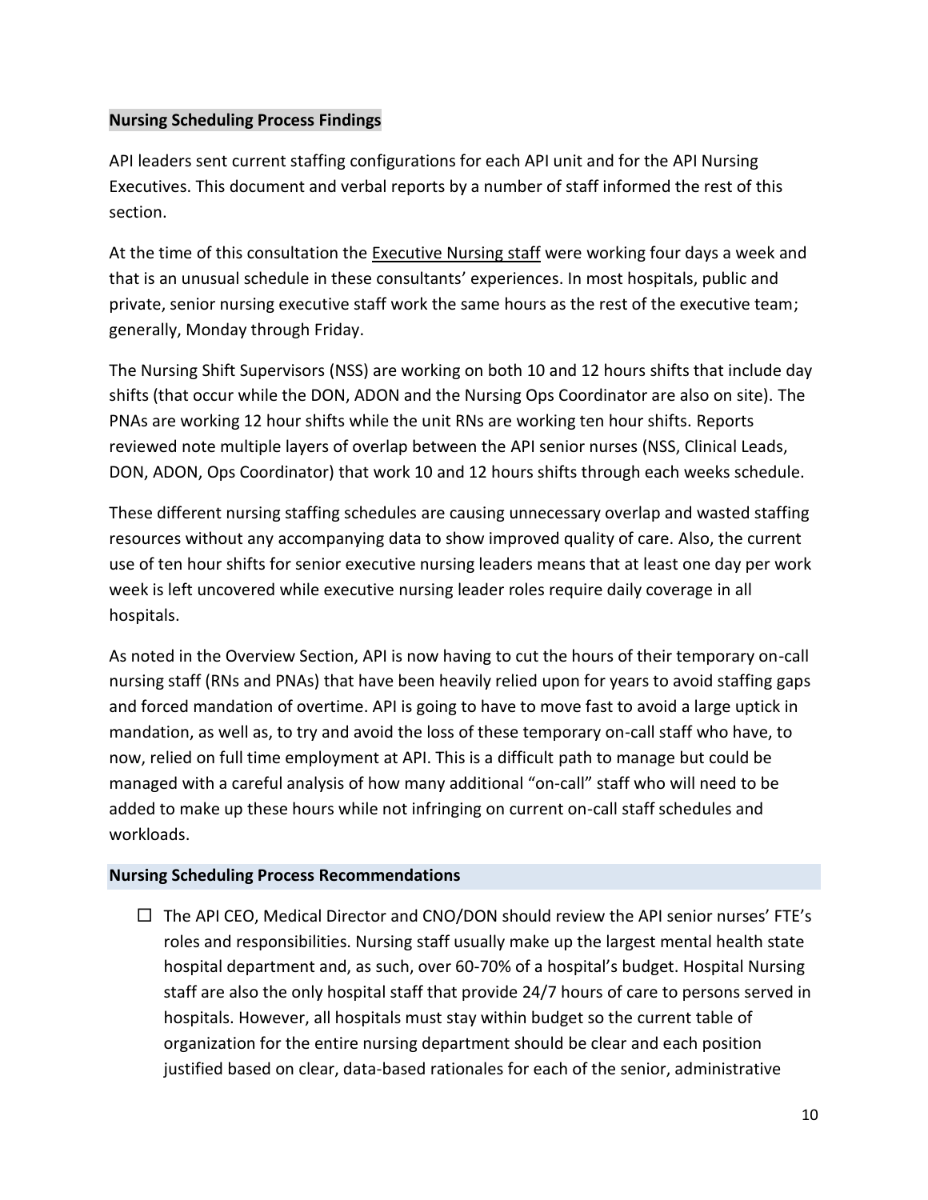**Nursing Scheduling Process Findings**

API leaders sent current staffing configurations for each API unit and for the API Nursing Executives. This document and verbal reports by a number of staff informed the rest of this section.

At the time of this consultation the Executive Nursing staff were working four days a week and that is an unusual schedule in these consultants' experiences. In most hospitals, public and private, senior nursing executive staff work the same hours as the rest of the executive team; generally, Monday through Friday.

The Nursing Shift Supervisors (NSS) are working on both 10 and 12 hours shifts that include day shifts (that occur while the DON, ADON and the Nursing Ops Coordinator are also on site). The PNAs are working 12 hour shifts while the unit RNs are working ten hour shifts. Reports reviewed note multiple layers of overlap between the API senior nurses (NSS, Clinical Leads, DON, ADON, Ops Coordinator) that work 10 and 12 hours shifts through each weeks schedule.

These different nursing staffing schedules are causing unnecessary overlap and wasted staffing resources without any accompanying data to show improved quality of care. Also, the current use of ten hour shifts for senior executive nursing leaders means that at least one day per work week is left uncovered while executive nursing leader roles require daily coverage in all hospitals.

As noted in the Overview Section, API is now having to cut the hours of their temporary on-call nursing staff (RNs and PNAs) that have been heavily relied upon for years to avoid staffing gaps and forced mandation of overtime. API is going to have to move fast to avoid a large uptick in mandation, as well as, to try and avoid the loss of these temporary on-call staff who have, to now, relied on full time employment at API. This is a difficult path to manage but could be managed with a careful analysis of how many additional "on-call" staff who will need to be added to make up these hours while not infringing on current on-call staff schedules and workloads.

**Nursing Scheduling Process Recommendations**

- ☐ The API CEO, Medical Director and CNO/DON should review the API senior nurses' FTE's roles and responsibilities. Nursing staff usually make up the largest mental health state hospital department and, as such, over 60-70% of a hospital's budget. Hospital Nursing staff are also the only hospital staff that provide 24/7 hours of care to persons served in hospitals. However, all hospitals must stay within budget so the current table of organization for the entire nursing department should be clear and each position justified based on clear, data-based rationales for each of the senior, administrative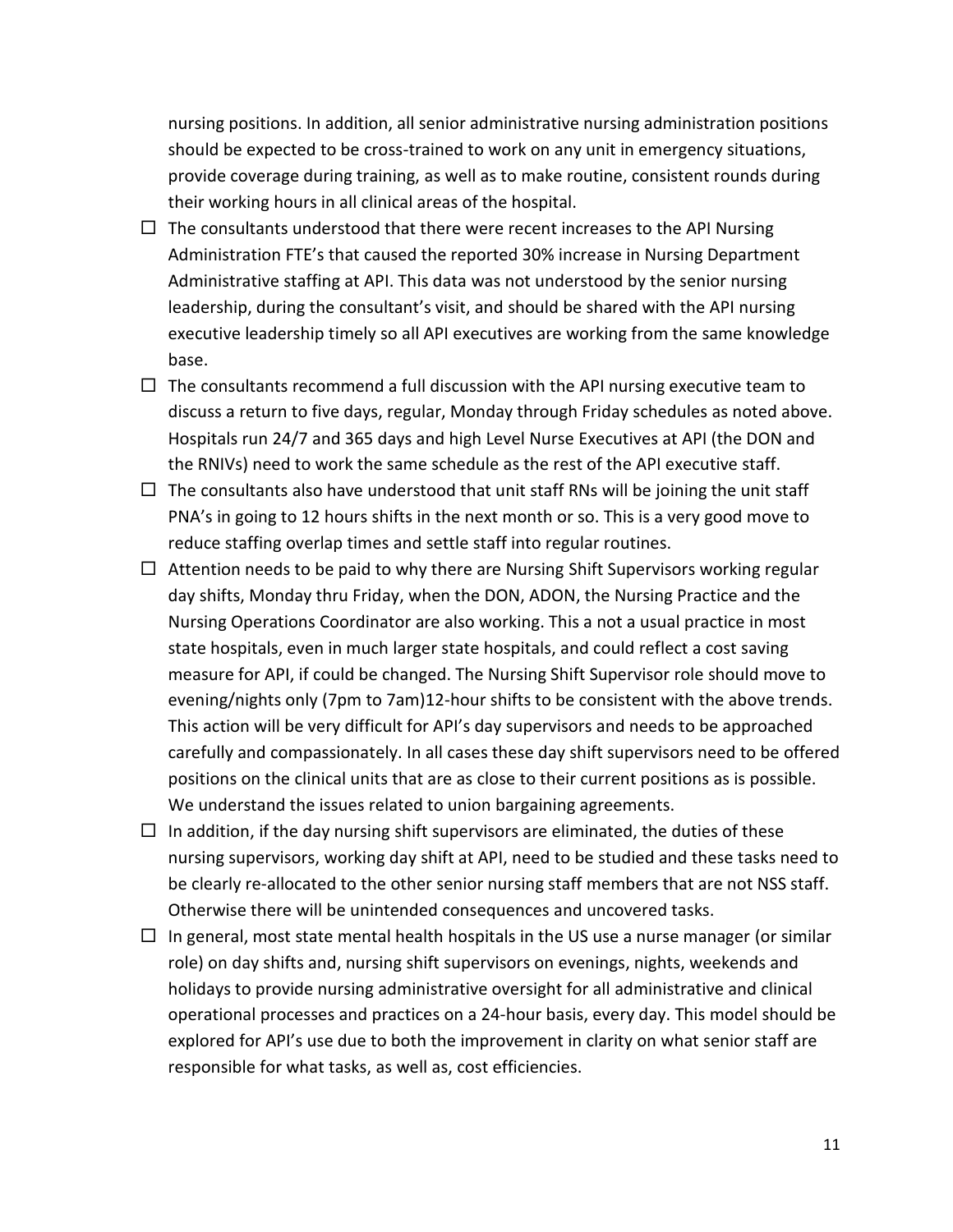nursing positions. In addition, all senior administrative nursing administration positions should be expected to be cross-trained to work on any unit in emergency situations, provide coverage during training, as well as to make routine, consistent rounds during their working hours in all clinical areas of the hospital.

- ☐ The consultants understood that there were recent increases to the API Nursing Administration FTE's that caused the reported 30% increase in Nursing Department Administrative staffing at API. This data was not understood by the senior nursing leadership, during the consultant's visit, and should be shared with the API nursing executive leadership timely so all API executives are working from the same knowledge base.
- ☐ The consultants recommend a full discussion with the API nursing executive team to discuss a return to five days, regular, Monday through Friday schedules as noted above. Hospitals run 24/7 and 365 days and high Level Nurse Executives at API (the DON and the RNIVs) need to work the same schedule as the rest of the API executive staff.
- ☐ The consultants also have understood that unit staff RNs will be joining the unit staff PNA's in going to 12 hours shifts in the next month or so. This is a very good move to reduce staffing overlap times and settle staff into regular routines.
- ☐ Attention needs to be paid to why there are Nursing Shift Supervisors working regular day shifts, Monday thru Friday, when the DON, ADON, the Nursing Practice and the Nursing Operations Coordinator are also working. This a not a usual practice in most state hospitals, even in much larger state hospitals, and could reflect a cost saving measure for API, if could be changed. The Nursing Shift Supervisor role should move to evening/nights only (7pm to 7am)12-hour shifts to be consistent with the above trends. This action will be very difficult for API's day supervisors and needs to be approached carefully and compassionately. In all cases these day shift supervisors need to be offered positions on the clinical units that are as close to their current positions as is possible. We understand the issues related to union bargaining agreements.
- ☐ In addition, if the day nursing shift supervisors are eliminated, the duties of these nursing supervisors, working day shift at API, need to be studied and these tasks need to be clearly re-allocated to the other senior nursing staff members that are not NSS staff. Otherwise there will be unintended consequences and uncovered tasks.
- ☐ In general, most state mental health hospitals in the US use a nurse manager (or similar role) on day shifts and, nursing shift supervisors on evenings, nights, weekends and holidays to provide nursing administrative oversight for all administrative and clinical operational processes and practices on a 24-hour basis, every day. This model should be explored for API's use due to both the improvement in clarity on what senior staff are responsible for what tasks, as well as, cost efficiencies.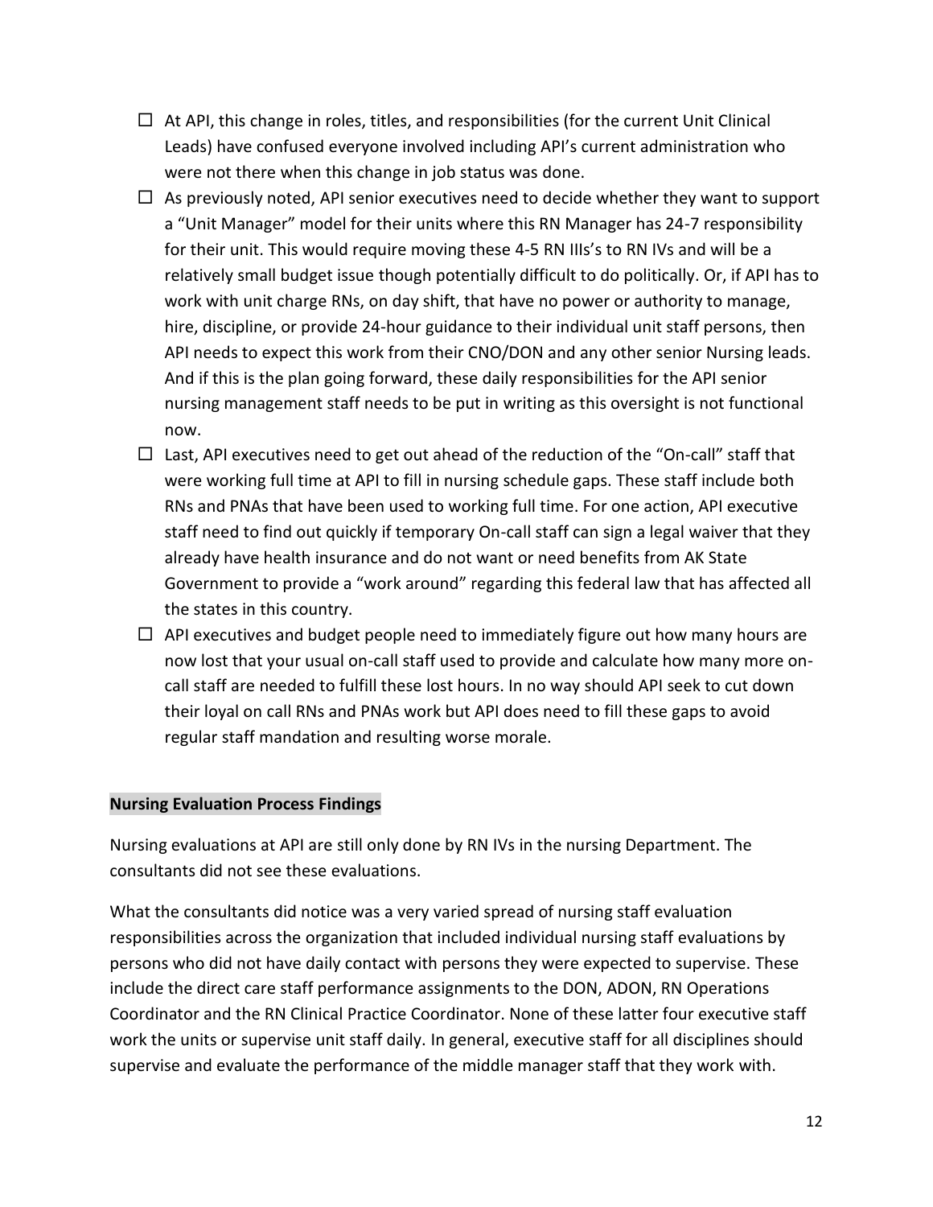- ☐ At API, this change in roles, titles, and responsibilities (for the current Unit Clinical Leads) have confused everyone involved including API's current administration who were not there when this change in job status was done.
- ☐ As previously noted, API senior executives need to decide whether they want to support a "Unit Manager" model for their units where this RN Manager has 24-7 responsibility for their unit. This would require moving these 4-5 RN IIIs's to RN IVs and will be a relatively small budget issue though potentially difficult to do politically. Or, if API has to work with unit charge RNs, on day shift, that have no power or authority to manage, hire, discipline, or provide 24-hour guidance to their individual unit staff persons, then API needs to expect this work from their CNO/DON and any other senior Nursing leads. And if this is the plan going forward, these daily responsibilities for the API senior nursing management staff needs to be put in writing as this oversight is not functional now.
- ☐ Last, API executives need to get out ahead of the reduction of the "On-call" staff that were working full time at API to fill in nursing schedule gaps. These staff include both RNs and PNAs that have been used to working full time. For one action, API executive staff need to find out quickly if temporary On-call staff can sign a legal waiver that they already have health insurance and do not want or need benefits from AK State Government to provide a "work around" regarding this federal law that has affected all the states in this country.
- ☐ API executives and budget people need to immediately figure out how many hours are now lost that your usual on-call staff used to provide and calculate how many more on-call staff are needed to fulfill these lost hours. In no way should API seek to cut down their loyal on call RNs and PNAs work but API does need to fill these gaps to avoid regular staff mandation and resulting worse morale.

**Nursing Evaluation Process Findings**

Nursing evaluations at API are still only done by RN IVs in the nursing Department. The consultants did not see these evaluations.

What the consultants did notice was a very varied spread of nursing staff evaluation responsibilities across the organization that included individual nursing staff evaluations by persons who did not have daily contact with persons they were expected to supervise. These include the direct care staff performance assignments to the DON, ADON, RN Operations Coordinator and the RN Clinical Practice Coordinator. None of these latter four executive staff work the units or supervise unit staff daily. In general, executive staff for all disciplines should supervise and evaluate the performance of the middle manager staff that they work with.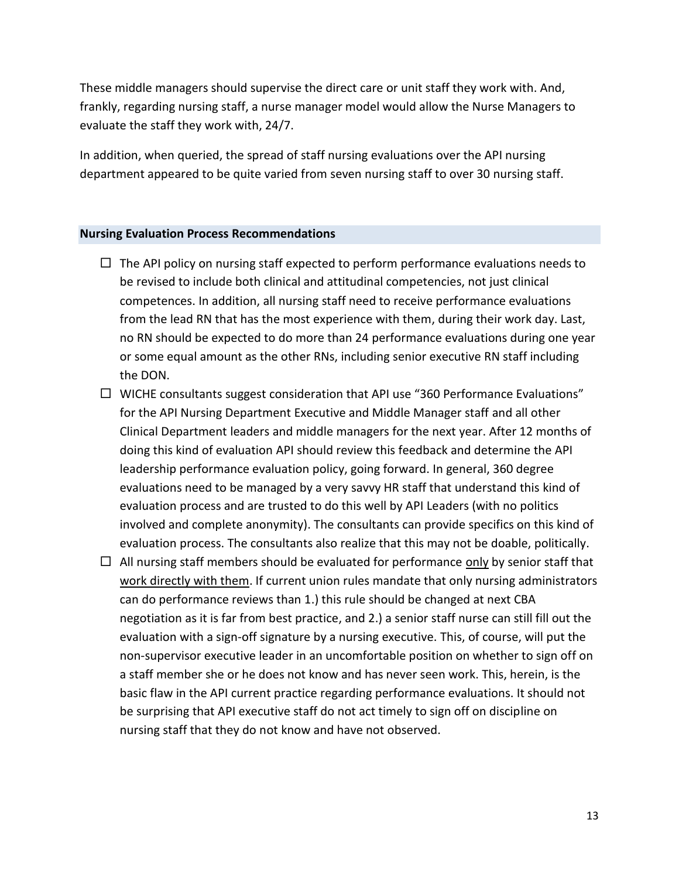These middle managers should supervise the direct care or unit staff they work with. And, frankly, regarding nursing staff, a nurse manager model would allow the Nurse Managers to evaluate the staff they work with, 24/7.

In addition, when queried, the spread of staff nursing evaluations over the API nursing department appeared to be quite varied from seven nursing staff to over 30 nursing staff.

### Nursing Evaluation Process Recommendations

- ☐ The API policy on nursing staff expected to perform performance evaluations needs to be revised to include both clinical and attitudinal competencies, not just clinical competences. In addition, all nursing staff need to receive performance evaluations from the lead RN that has the most experience with them, during their work day. Last, no RN should be expected to do more than 24 performance evaluations during one year or some equal amount as the other RNs, including senior executive RN staff including the DON.
- ☐ WICHE consultants suggest consideration that API use "360 Performance Evaluations" for the API Nursing Department Executive and Middle Manager staff and all other Clinical Department leaders and middle managers for the next year. After 12 months of doing this kind of evaluation API should review this feedback and determine the API leadership performance evaluation policy, going forward. In general, 360 degree evaluations need to be managed by a very savvy HR staff that understand this kind of evaluation process and are trusted to do this well by API Leaders (with no politics involved and complete anonymity). The consultants can provide specifics on this kind of evaluation process. The consultants also realize that this may not be doable, politically.
- ☐ All nursing staff members should be evaluated for performance <u>only</u> by senior staff that <u>work directly with them</u>. If current union rules mandate that only nursing administrators can do performance reviews than 1.) this rule should be changed at next CBA negotiation as it is far from best practice, and 2.) a senior staff nurse can still fill out the evaluation with a sign-off signature by a nursing executive. This, of course, will put the non-supervisor executive leader in an uncomfortable position on whether to sign off on a staff member she or he does not know and has never seen work. This, herein, is the basic flaw in the API current practice regarding performance evaluations. It should not be surprising that API executive staff do not act timely to sign off on discipline on nursing staff that they do not know and have not observed.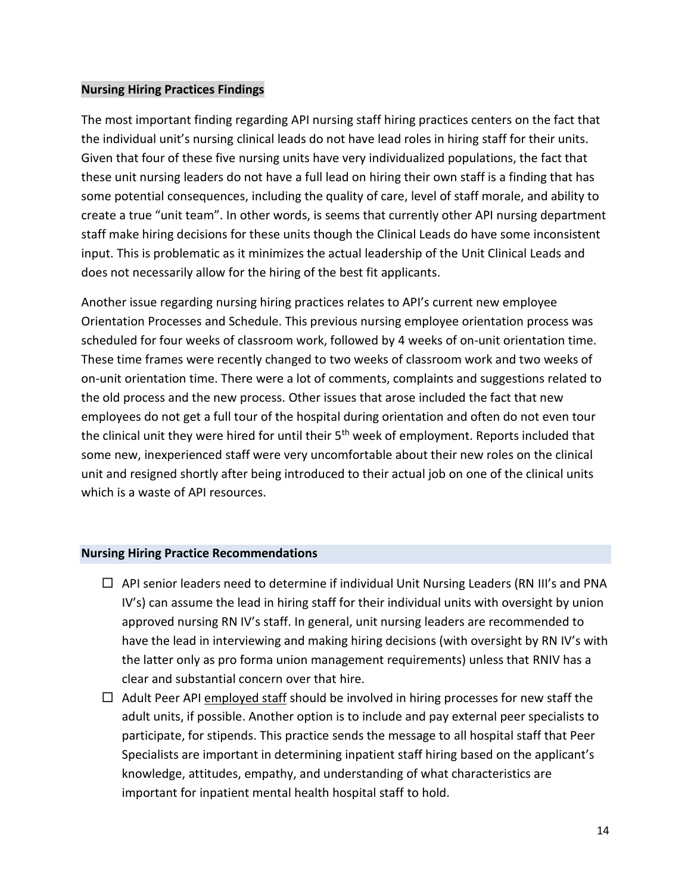## Nursing Hiring Practices Findings

The most important finding regarding API nursing staff hiring practices centers on the fact that the individual unit's nursing clinical leads do not have lead roles in hiring staff for their units. Given that four of these five nursing units have very individualized populations, the fact that these unit nursing leaders do not have a full lead on hiring their own staff is a finding that has some potential consequences, including the quality of care, level of staff morale, and ability to create a true "unit team". In other words, is seems that currently other API nursing department staff make hiring decisions for these units though the Clinical Leads do have some inconsistent input. This is problematic as it minimizes the actual leadership of the Unit Clinical Leads and does not necessarily allow for the hiring of the best fit applicants.

Another issue regarding nursing hiring practices relates to API's current new employee Orientation Processes and Schedule. This previous nursing employee orientation process was scheduled for four weeks of classroom work, followed by 4 weeks of on-unit orientation time. These time frames were recently changed to two weeks of classroom work and two weeks of on-unit orientation time. There were a lot of comments, complaints and suggestions related to the old process and the new process. Other issues that arose included the fact that new employees do not get a full tour of the hospital during orientation and often do not even tour the clinical unit they were hired for until their 5th week of employment. Reports included that some new, inexperienced staff were very uncomfortable about their new roles on the clinical unit and resigned shortly after being introduced to their actual job on one of the clinical units which is a waste of API resources.

## Nursing Hiring Practice Recommendations

- ☐ API senior leaders need to determine if individual Unit Nursing Leaders (RN III's and PNA IV's) can assume the lead in hiring staff for their individual units with oversight by union approved nursing RN IV's staff. In general, unit nursing leaders are recommended to have the lead in interviewing and making hiring decisions (with oversight by RN IV's with the latter only as pro forma union management requirements) unless that RNIV has a clear and substantial concern over that hire.
- ☐ Adult Peer API employed staff should be involved in hiring processes for new staff the adult units, if possible. Another option is to include and pay external peer specialists to participate, for stipends. This practice sends the message to all hospital staff that Peer Specialists are important in determining inpatient staff hiring based on the applicant's knowledge, attitudes, empathy, and understanding of what characteristics are important for inpatient mental health hospital staff to hold.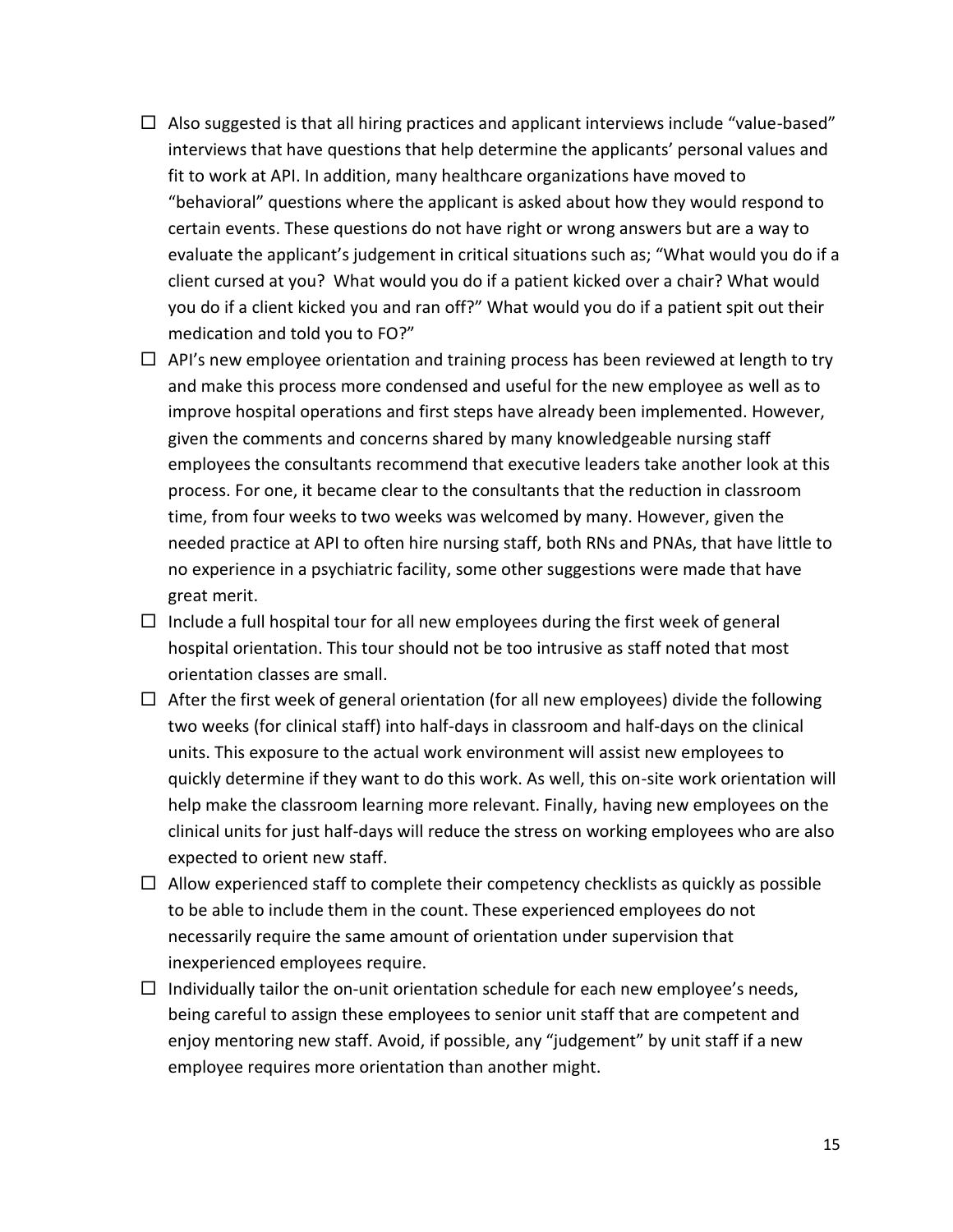- ☐ Also suggested is that all hiring practices and applicant interviews include "value-based" interviews that have questions that help determine the applicants' personal values and fit to work at API. In addition, many healthcare organizations have moved to "behavioral" questions where the applicant is asked about how they would respond to certain events. These questions do not have right or wrong answers but are a way to evaluate the applicant's judgement in critical situations such as; "What would you do if a client cursed at you? What would you do if a patient kicked over a chair? What would you do if a client kicked you and ran off?" What would you do if a patient spit out their medication and told you to FO?"
- ☐ API's new employee orientation and training process has been reviewed at length to try and make this process more condensed and useful for the new employee as well as to improve hospital operations and first steps have already been implemented. However, given the comments and concerns shared by many knowledgeable nursing staff employees the consultants recommend that executive leaders take another look at this process. For one, it became clear to the consultants that the reduction in classroom time, from four weeks to two weeks was welcomed by many. However, given the needed practice at API to often hire nursing staff, both RNs and PNAs, that have little to no experience in a psychiatric facility, some other suggestions were made that have great merit.
- ☐ Include a full hospital tour for all new employees during the first week of general hospital orientation. This tour should not be too intrusive as staff noted that most orientation classes are small.
- ☐ After the first week of general orientation (for all new employees) divide the following two weeks (for clinical staff) into half-days in classroom and half-days on the clinical units. This exposure to the actual work environment will assist new employees to quickly determine if they want to do this work. As well, this on-site work orientation will help make the classroom learning more relevant. Finally, having new employees on the clinical units for just half-days will reduce the stress on working employees who are also expected to orient new staff.
- ☐ Allow experienced staff to complete their competency checklists as quickly as possible to be able to include them in the count. These experienced employees do not necessarily require the same amount of orientation under supervision that inexperienced employees require.
- ☐ Individually tailor the on-unit orientation schedule for each new employee's needs, being careful to assign these employees to senior unit staff that are competent and enjoy mentoring new staff. Avoid, if possible, any "judgement" by unit staff if a new employee requires more orientation than another might.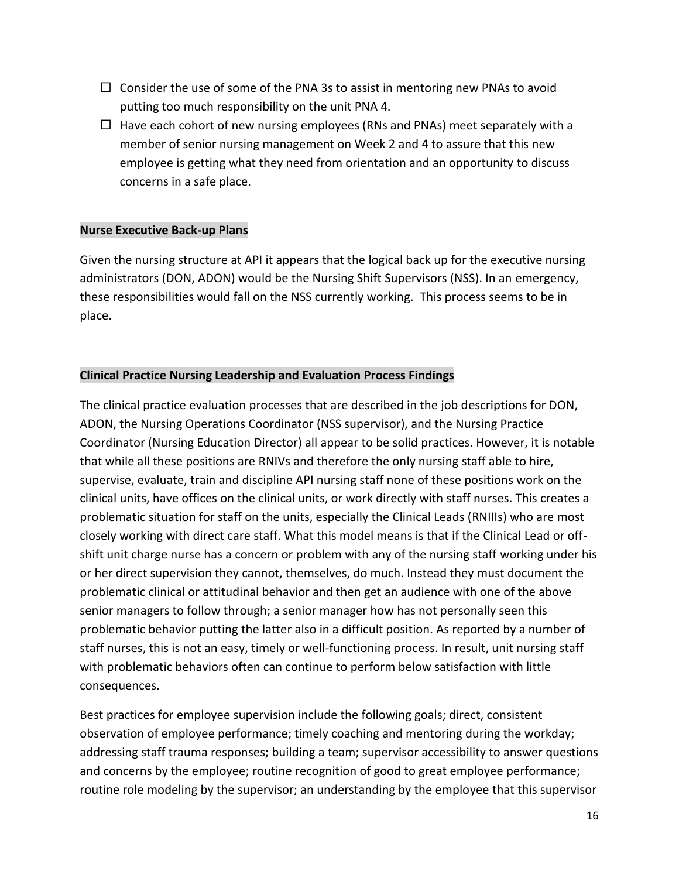- ☐ Consider the use of some of the PNA 3s to assist in mentoring new PNAs to avoid putting too much responsibility on the unit PNA 4.
- ☐ Have each cohort of new nursing employees (RNs and PNAs) meet separately with a member of senior nursing management on Week 2 and 4 to assure that this new employee is getting what they need from orientation and an opportunity to discuss concerns in a safe place.

**Nurse Executive Back-up Plans**

Given the nursing structure at API it appears that the logical back up for the executive nursing administrators (DON, ADON) would be the Nursing Shift Supervisors (NSS). In an emergency, these responsibilities would fall on the NSS currently working. This process seems to be in place.

**Clinical Practice Nursing Leadership and Evaluation Process Findings**

The clinical practice evaluation processes that are described in the job descriptions for DON, ADON, the Nursing Operations Coordinator (NSS supervisor), and the Nursing Practice Coordinator (Nursing Education Director) all appear to be solid practices. However, it is notable that while all these positions are RNIVs and therefore the only nursing staff able to hire, supervise, evaluate, train and discipline API nursing staff none of these positions work on the clinical units, have offices on the clinical units, or work directly with staff nurses. This creates a problematic situation for staff on the units, especially the Clinical Leads (RNIIIs) who are most closely working with direct care staff. What this model means is that if the Clinical Lead or off-shift unit charge nurse has a concern or problem with any of the nursing staff working under his or her direct supervision they cannot, themselves, do much. Instead they must document the problematic clinical or attitudinal behavior and then get an audience with one of the above senior managers to follow through; a senior manager how has not personally seen this problematic behavior putting the latter also in a difficult position. As reported by a number of staff nurses, this is not an easy, timely or well-functioning process. In result, unit nursing staff with problematic behaviors often can continue to perform below satisfaction with little consequences.

Best practices for employee supervision include the following goals; direct, consistent observation of employee performance; timely coaching and mentoring during the workday; addressing staff trauma responses; building a team; supervisor accessibility to answer questions and concerns by the employee; routine recognition of good to great employee performance; routine role modeling by the supervisor; an understanding by the employee that this supervisor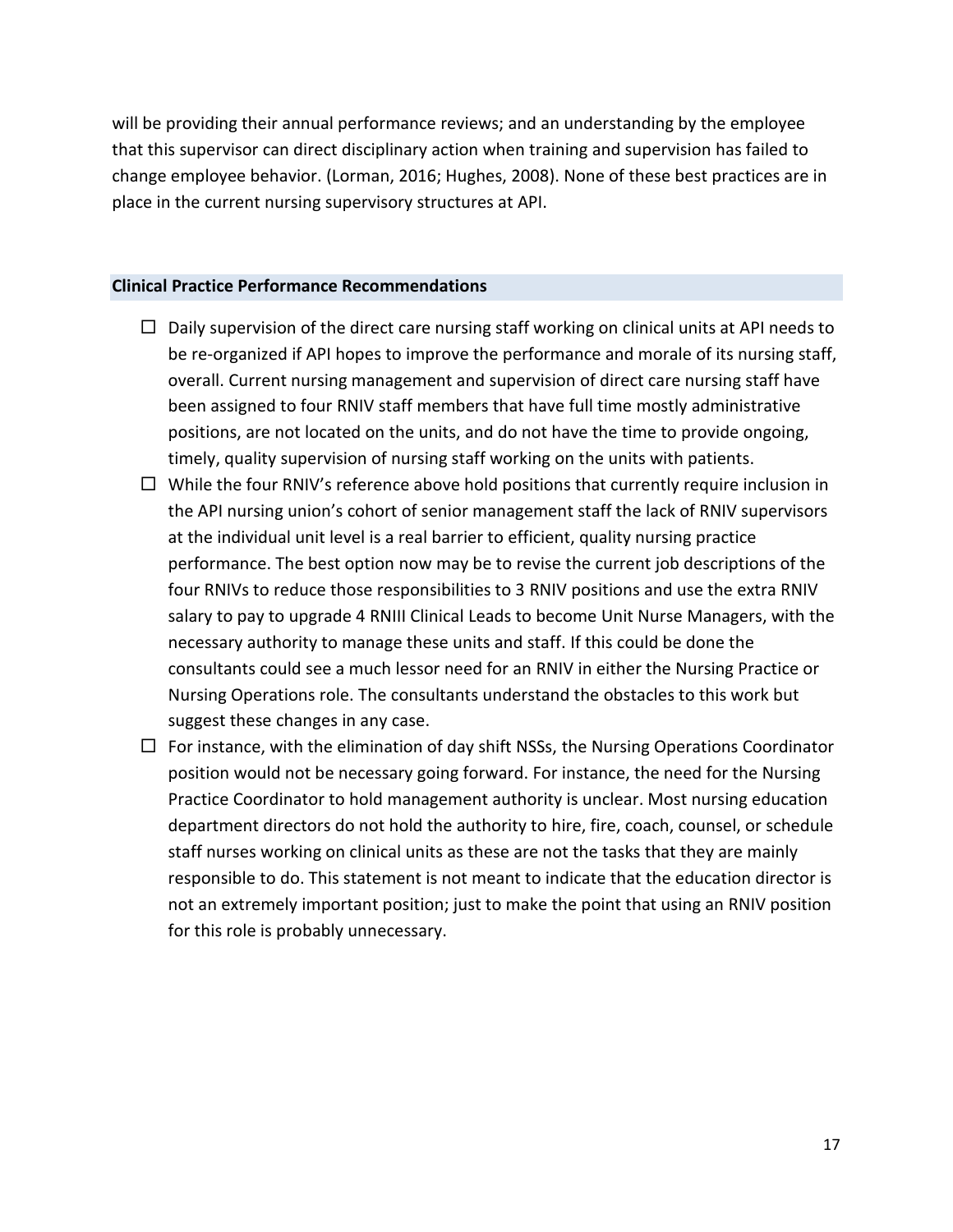will be providing their annual performance reviews; and an understanding by the employee that this supervisor can direct disciplinary action when training and supervision has failed to change employee behavior. (Lorman, 2016; Hughes, 2008). None of these best practices are in place in the current nursing supervisory structures at API.

**Clinical Practice Performance Recommendations**

- ☐ Daily supervision of the direct care nursing staff working on clinical units at API needs to be re-organized if API hopes to improve the performance and morale of its nursing staff, overall. Current nursing management and supervision of direct care nursing staff have been assigned to four RNIV staff members that have full time mostly administrative positions, are not located on the units, and do not have the time to provide ongoing, timely, quality supervision of nursing staff working on the units with patients.
- ☐ While the four RNIV's reference above hold positions that currently require inclusion in the API nursing union's cohort of senior management staff the lack of RNIV supervisors at the individual unit level is a real barrier to efficient, quality nursing practice performance. The best option now may be to revise the current job descriptions of the four RNIVs to reduce those responsibilities to 3 RNIV positions and use the extra RNIV salary to pay to upgrade 4 RNIII Clinical Leads to become Unit Nurse Managers, with the necessary authority to manage these units and staff. If this could be done the consultants could see a much lessor need for an RNIV in either the Nursing Practice or Nursing Operations role. The consultants understand the obstacles to this work but suggest these changes in any case.
- ☐ For instance, with the elimination of day shift NSSs, the Nursing Operations Coordinator position would not be necessary going forward. For instance, the need for the Nursing Practice Coordinator to hold management authority is unclear. Most nursing education department directors do not hold the authority to hire, fire, coach, counsel, or schedule staff nurses working on clinical units as these are not the tasks that they are mainly responsible to do. This statement is not meant to indicate that the education director is not an extremely important position; just to make the point that using an RNIV position for this role is probably unnecessary.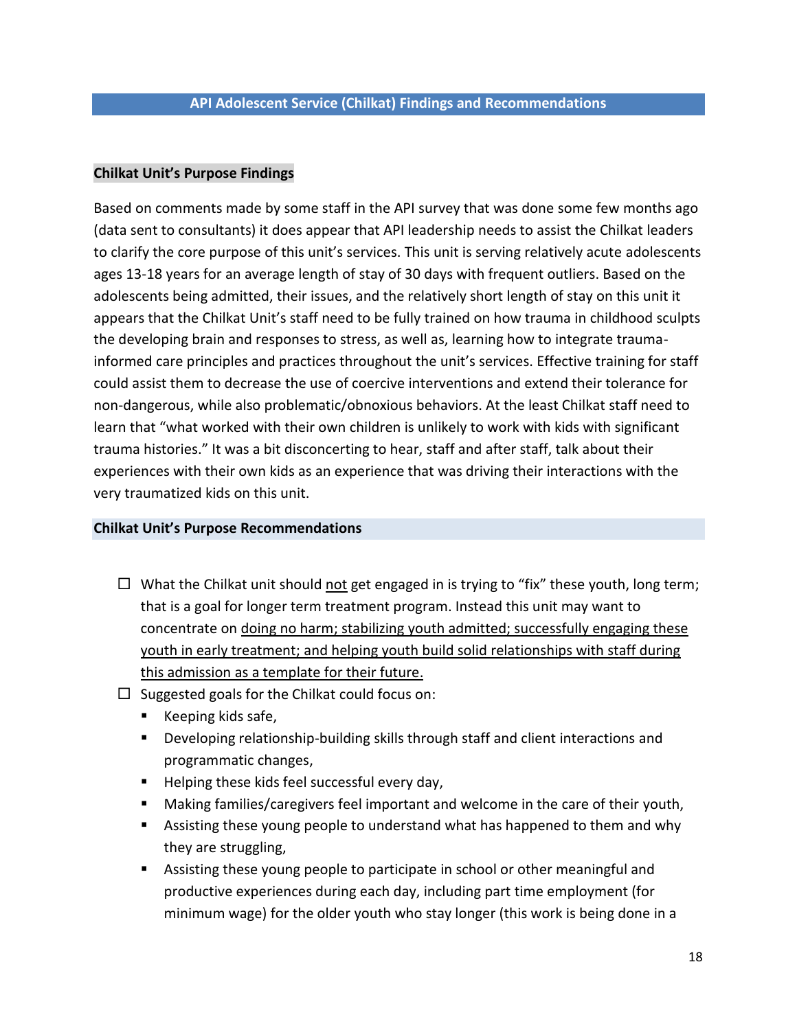## API Adolescent Service (Chilkat) Findings and Recommendations

### Chilkat Unit's Purpose Findings

Based on comments made by some staff in the API survey that was done some few months ago (data sent to consultants) it does appear that API leadership needs to assist the Chilkat leaders to clarify the core purpose of this unit's services. This unit is serving relatively acute adolescents ages 13-18 years for an average length of stay of 30 days with frequent outliers. Based on the adolescents being admitted, their issues, and the relatively short length of stay on this unit it appears that the Chilkat Unit's staff need to be fully trained on how trauma in childhood sculpts the developing brain and responses to stress, as well as, learning how to integrate trauma-informed care principles and practices throughout the unit's services. Effective training for staff could assist them to decrease the use of coercive interventions and extend their tolerance for non-dangerous, while also problematic/obnoxious behaviors. At the least Chilkat staff need to learn that "what worked with their own children is unlikely to work with kids with significant trauma histories." It was a bit disconcerting to hear, staff and after staff, talk about their experiences with their own kids as an experience that was driving their interactions with the very traumatized kids on this unit.

### Chilkat Unit's Purpose Recommendations

- ☐ What the Chilkat unit should <u>not</u> get engaged in is trying to "fix" these youth, long term; that is a goal for longer term treatment program. Instead this unit may want to concentrate on <u>doing no harm; stabilizing youth admitted; successfully engaging these youth in early treatment; and helping youth build solid relationships with staff during this admission as a template for their future.</u>
- ☐ Suggested goals for the Chilkat could focus on:
  - Keeping kids safe,
  - Developing relationship-building skills through staff and client interactions and programmatic changes,
  - Helping these kids feel successful every day,
  - Making families/caregivers feel important and welcome in the care of their youth,
  - Assisting these young people to understand what has happened to them and why they are struggling,
  - Assisting these young people to participate in school or other meaningful and productive experiences during each day, including part time employment (for minimum wage) for the older youth who stay longer (this work is being done in a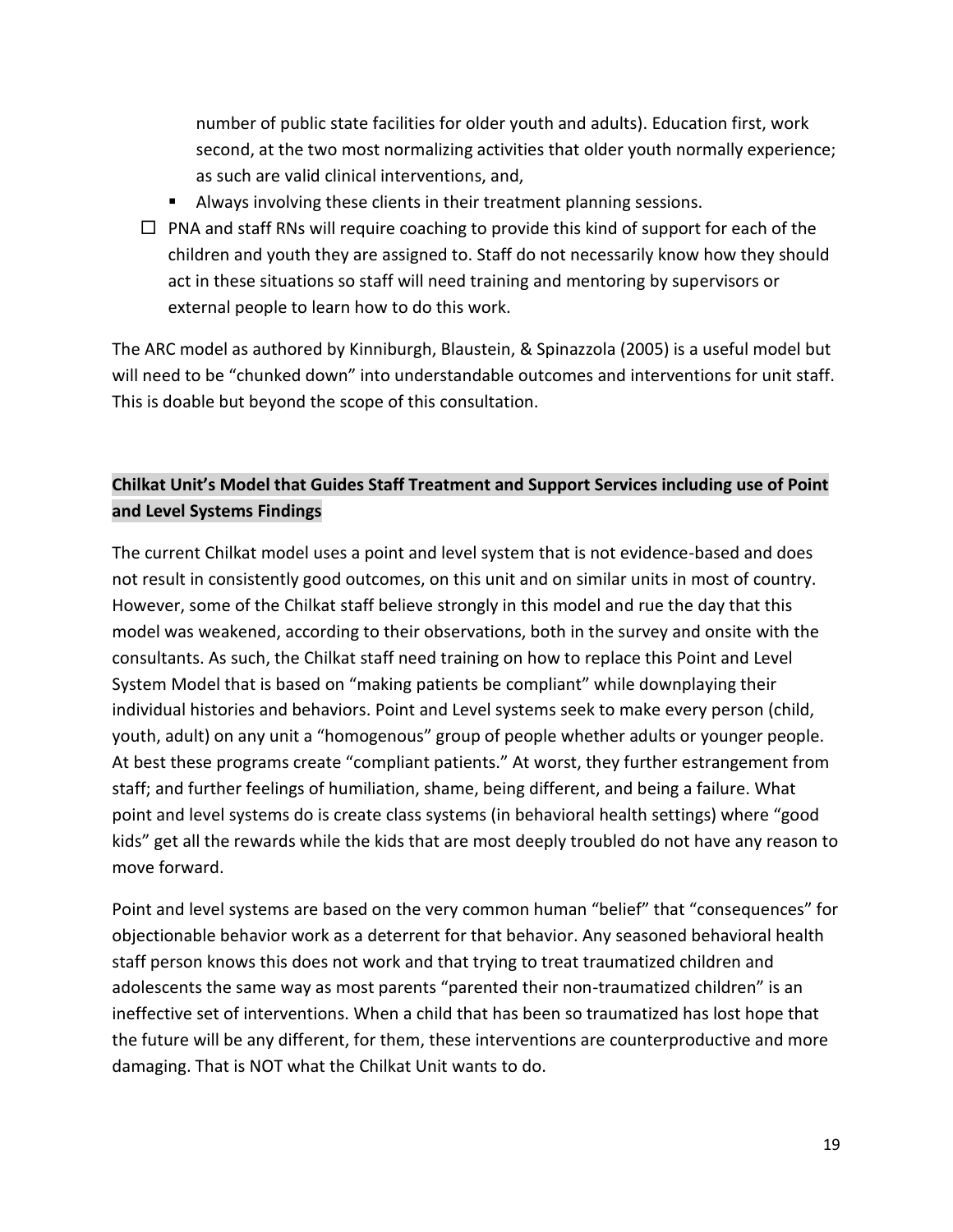number of public state facilities for older youth and adults). Education first, work second, at the two most normalizing activities that older youth normally experience; as such are valid clinical interventions, and,

- Always involving these clients in their treatment planning sessions.

- ☐ PNA and staff RNs will require coaching to provide this kind of support for each of the children and youth they are assigned to. Staff do not necessarily know how they should act in these situations so staff will need training and mentoring by supervisors or external people to learn how to do this work.

The ARC model as authored by Kinniburgh, Blaustein, & Spinazzola (2005) is a useful model but will need to be "chunked down" into understandable outcomes and interventions for unit staff. This is doable but beyond the scope of this consultation.

**Chilkat Unit's Model that Guides Staff Treatment and Support Services including use of Point and Level Systems Findings**

The current Chilkat model uses a point and level system that is not evidence-based and does not result in consistently good outcomes, on this unit and on similar units in most of country. However, some of the Chilkat staff believe strongly in this model and rue the day that this model was weakened, according to their observations, both in the survey and onsite with the consultants. As such, the Chilkat staff need training on how to replace this Point and Level System Model that is based on "making patients be compliant" while downplaying their individual histories and behaviors. Point and Level systems seek to make every person (child, youth, adult) on any unit a "homogenous" group of people whether adults or younger people. At best these programs create "compliant patients." At worst, they further estrangement from staff; and further feelings of humiliation, shame, being different, and being a failure. What point and level systems do is create class systems (in behavioral health settings) where "good kids" get all the rewards while the kids that are most deeply troubled do not have any reason to move forward.

Point and level systems are based on the very common human "belief" that "consequences" for objectionable behavior work as a deterrent for that behavior. Any seasoned behavioral health staff person knows this does not work and that trying to treat traumatized children and adolescents the same way as most parents "parented their non-traumatized children" is an ineffective set of interventions. When a child that has been so traumatized has lost hope that the future will be any different, for them, these interventions are counterproductive and more damaging. That is NOT what the Chilkat Unit wants to do.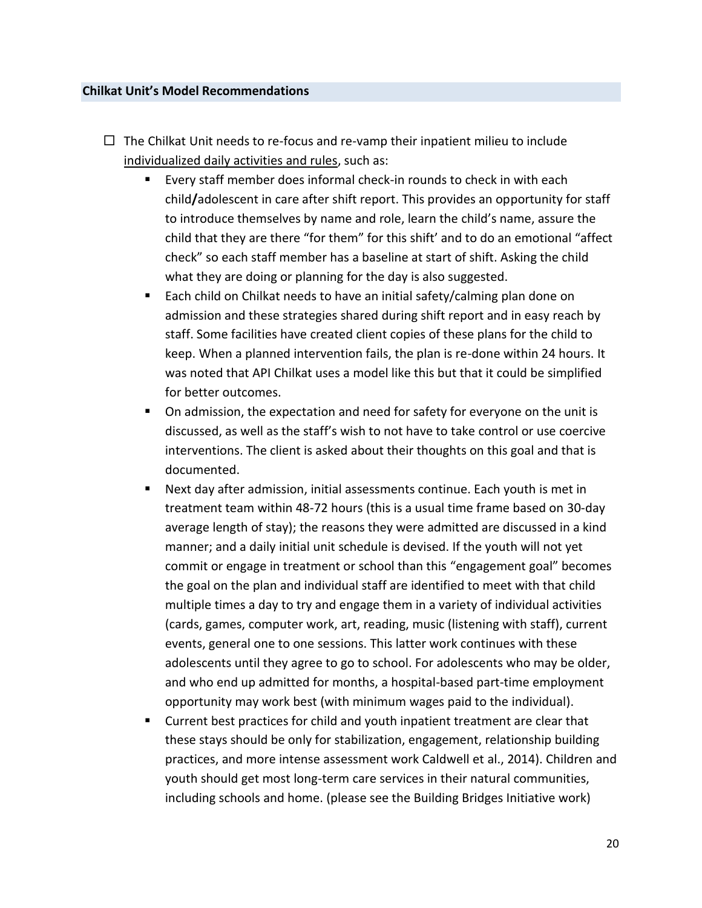## Chilkat Unit's Model Recommendations

- ☐ The Chilkat Unit needs to re-focus and re-vamp their inpatient milieu to include <u>individualized daily activities and rules</u>, such as:
  - Every staff member does informal check-in rounds to check in with each child**/**adolescent in care after shift report. This provides an opportunity for staff to introduce themselves by name and role, learn the child's name, assure the child that they are there "for them" for this shift' and to do an emotional "affect check" so each staff member has a baseline at start of shift. Asking the child what they are doing or planning for the day is also suggested.
  - Each child on Chilkat needs to have an initial safety/calming plan done on admission and these strategies shared during shift report and in easy reach by staff. Some facilities have created client copies of these plans for the child to keep. When a planned intervention fails, the plan is re-done within 24 hours. It was noted that API Chilkat uses a model like this but that it could be simplified for better outcomes.
  - On admission, the expectation and need for safety for everyone on the unit is discussed, as well as the staff's wish to not have to take control or use coercive interventions. The client is asked about their thoughts on this goal and that is documented.
  - Next day after admission, initial assessments continue. Each youth is met in treatment team within 48-72 hours (this is a usual time frame based on 30-day average length of stay); the reasons they were admitted are discussed in a kind manner; and a daily initial unit schedule is devised. If the youth will not yet commit or engage in treatment or school than this "engagement goal" becomes the goal on the plan and individual staff are identified to meet with that child multiple times a day to try and engage them in a variety of individual activities (cards, games, computer work, art, reading, music (listening with staff), current events, general one to one sessions. This latter work continues with these adolescents until they agree to go to school. For adolescents who may be older, and who end up admitted for months, a hospital-based part-time employment opportunity may work best (with minimum wages paid to the individual).
  - Current best practices for child and youth inpatient treatment are clear that these stays should be only for stabilization, engagement, relationship building practices, and more intense assessment work Caldwell et al., 2014). Children and youth should get most long-term care services in their natural communities, including schools and home. (please see the Building Bridges Initiative work)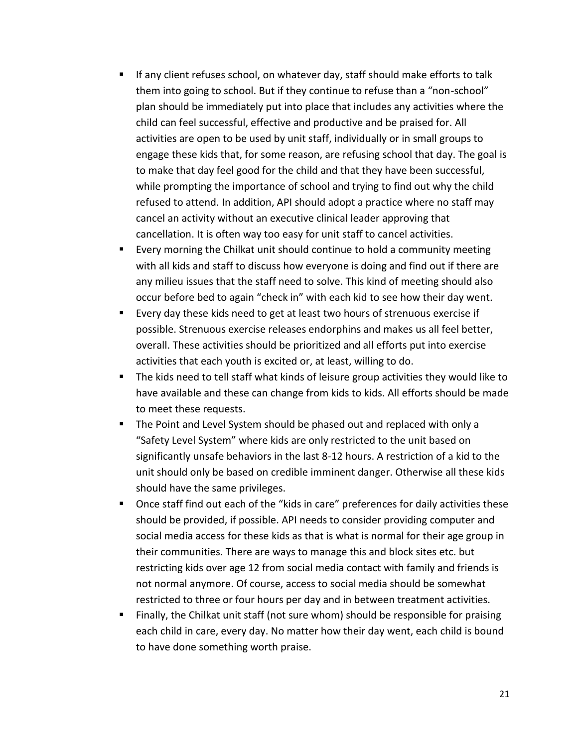- If any client refuses school, on whatever day, staff should make efforts to talk them into going to school. But if they continue to refuse than a "non-school" plan should be immediately put into place that includes any activities where the child can feel successful, effective and productive and be praised for. All activities are open to be used by unit staff, individually or in small groups to engage these kids that, for some reason, are refusing school that day. The goal is to make that day feel good for the child and that they have been successful, while prompting the importance of school and trying to find out why the child refused to attend. In addition, API should adopt a practice where no staff may cancel an activity without an executive clinical leader approving that cancellation. It is often way too easy for unit staff to cancel activities.
- Every morning the Chilkat unit should continue to hold a community meeting with all kids and staff to discuss how everyone is doing and find out if there are any milieu issues that the staff need to solve. This kind of meeting should also occur before bed to again "check in" with each kid to see how their day went.
- Every day these kids need to get at least two hours of strenuous exercise if possible. Strenuous exercise releases endorphins and makes us all feel better, overall. These activities should be prioritized and all efforts put into exercise activities that each youth is excited or, at least, willing to do.
- The kids need to tell staff what kinds of leisure group activities they would like to have available and these can change from kids to kids. All efforts should be made to meet these requests.
- The Point and Level System should be phased out and replaced with only a "Safety Level System" where kids are only restricted to the unit based on significantly unsafe behaviors in the last 8-12 hours. A restriction of a kid to the unit should only be based on credible imminent danger. Otherwise all these kids should have the same privileges.
- Once staff find out each of the "kids in care" preferences for daily activities these should be provided, if possible. API needs to consider providing computer and social media access for these kids as that is what is normal for their age group in their communities. There are ways to manage this and block sites etc. but restricting kids over age 12 from social media contact with family and friends is not normal anymore. Of course, access to social media should be somewhat restricted to three or four hours per day and in between treatment activities.
- Finally, the Chilkat unit staff (not sure whom) should be responsible for praising each child in care, every day. No matter how their day went, each child is bound to have done something worth praise.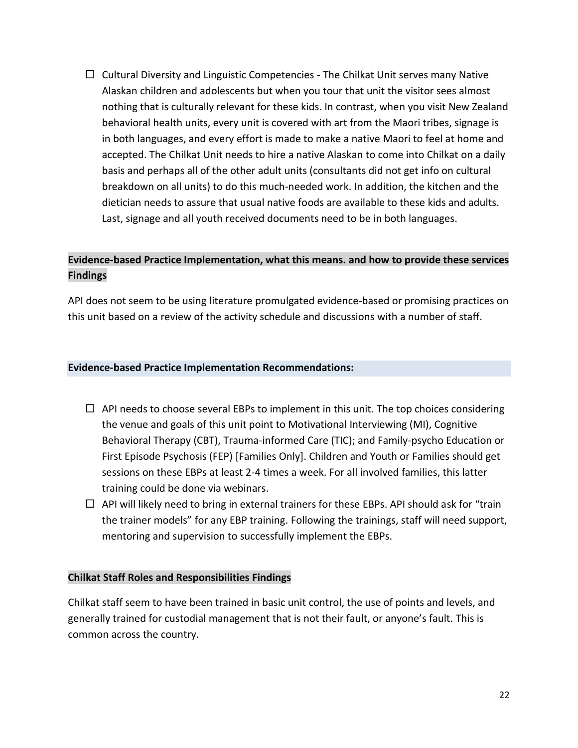- ☐ Cultural Diversity and Linguistic Competencies - The Chilkat Unit serves many Native Alaskan children and adolescents but when you tour that unit the visitor sees almost nothing that is culturally relevant for these kids. In contrast, when you visit New Zealand behavioral health units, every unit is covered with art from the Maori tribes, signage is in both languages, and every effort is made to make a native Maori to feel at home and accepted. The Chilkat Unit needs to hire a native Alaskan to come into Chilkat on a daily basis and perhaps all of the other adult units (consultants did not get info on cultural breakdown on all units) to do this much-needed work. In addition, the kitchen and the dietician needs to assure that usual native foods are available to these kids and adults. Last, signage and all youth received documents need to be in both languages.

**Evidence-based Practice Implementation, what this means. and how to provide these services Findings**

API does not seem to be using literature promulgated evidence-based or promising practices on this unit based on a review of the activity schedule and discussions with a number of staff.

**Evidence-based Practice Implementation Recommendations:**

- ☐ API needs to choose several EBPs to implement in this unit. The top choices considering the venue and goals of this unit point to Motivational Interviewing (MI), Cognitive Behavioral Therapy (CBT), Trauma-informed Care (TIC); and Family-psycho Education or First Episode Psychosis (FEP) [Families Only]. Children and Youth or Families should get sessions on these EBPs at least 2-4 times a week. For all involved families, this latter training could be done via webinars.
- ☐ API will likely need to bring in external trainers for these EBPs. API should ask for "train the trainer models" for any EBP training. Following the trainings, staff will need support, mentoring and supervision to successfully implement the EBPs.

**Chilkat Staff Roles and Responsibilities Findings**

Chilkat staff seem to have been trained in basic unit control, the use of points and levels, and generally trained for custodial management that is not their fault, or anyone's fault. This is common across the country.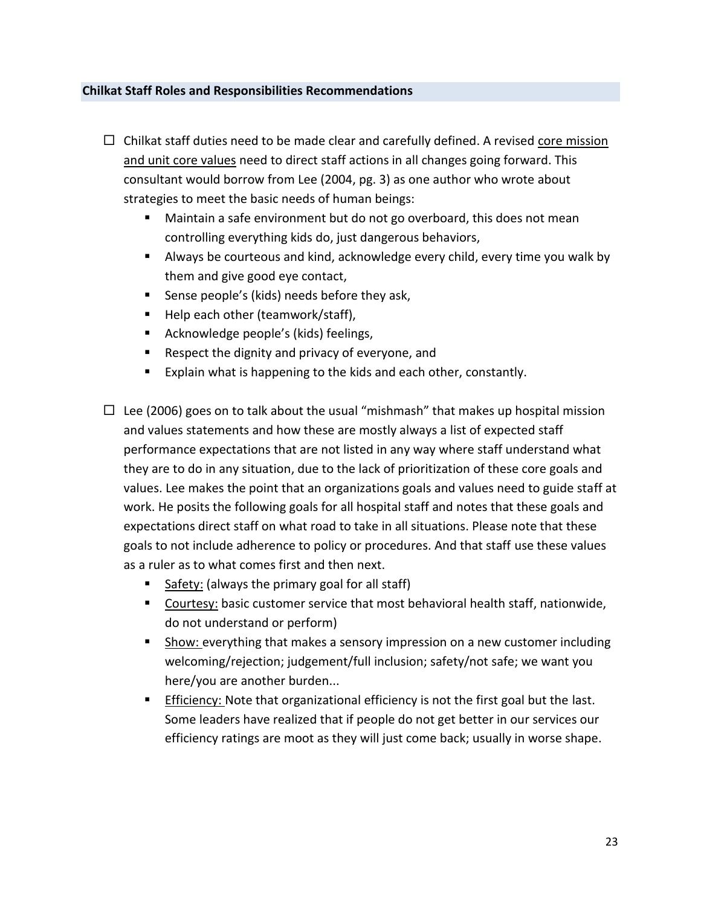## Chilkat Staff Roles and Responsibilities Recommendations

- ☐ Chilkat staff duties need to be made clear and carefully defined. A revised <u>core mission and unit core values</u> need to direct staff actions in all changes going forward. This consultant would borrow from Lee (2004, pg. 3) as one author who wrote about strategies to meet the basic needs of human beings:
  - Maintain a safe environment but do not go overboard, this does not mean controlling everything kids do, just dangerous behaviors,
  - Always be courteous and kind, acknowledge every child, every time you walk by them and give good eye contact,
  - Sense people's (kids) needs before they ask,
  - Help each other (teamwork/staff),
  - Acknowledge people's (kids) feelings,
  - Respect the dignity and privacy of everyone, and
  - Explain what is happening to the kids and each other, constantly.

- ☐ Lee (2006) goes on to talk about the usual "mishmash" that makes up hospital mission and values statements and how these are mostly always a list of expected staff performance expectations that are not listed in any way where staff understand what they are to do in any situation, due to the lack of prioritization of these core goals and values. Lee makes the point that an organizations goals and values need to guide staff at work. He posits the following goals for all hospital staff and notes that these goals and expectations direct staff on what road to take in all situations. Please note that these goals to not include adherence to policy or procedures. And that staff use these values as a ruler as to what comes first and then next.
  - <u>Safety:</u> (always the primary goal for all staff)
  - <u>Courtesy:</u> basic customer service that most behavioral health staff, nationwide, do not understand or perform)
  - <u>Show:</u> everything that makes a sensory impression on a new customer including welcoming/rejection; judgement/full inclusion; safety/not safe; we want you here/you are another burden...
  - <u>Efficiency:</u> Note that organizational efficiency is not the first goal but the last. Some leaders have realized that if people do not get better in our services our efficiency ratings are moot as they will just come back; usually in worse shape.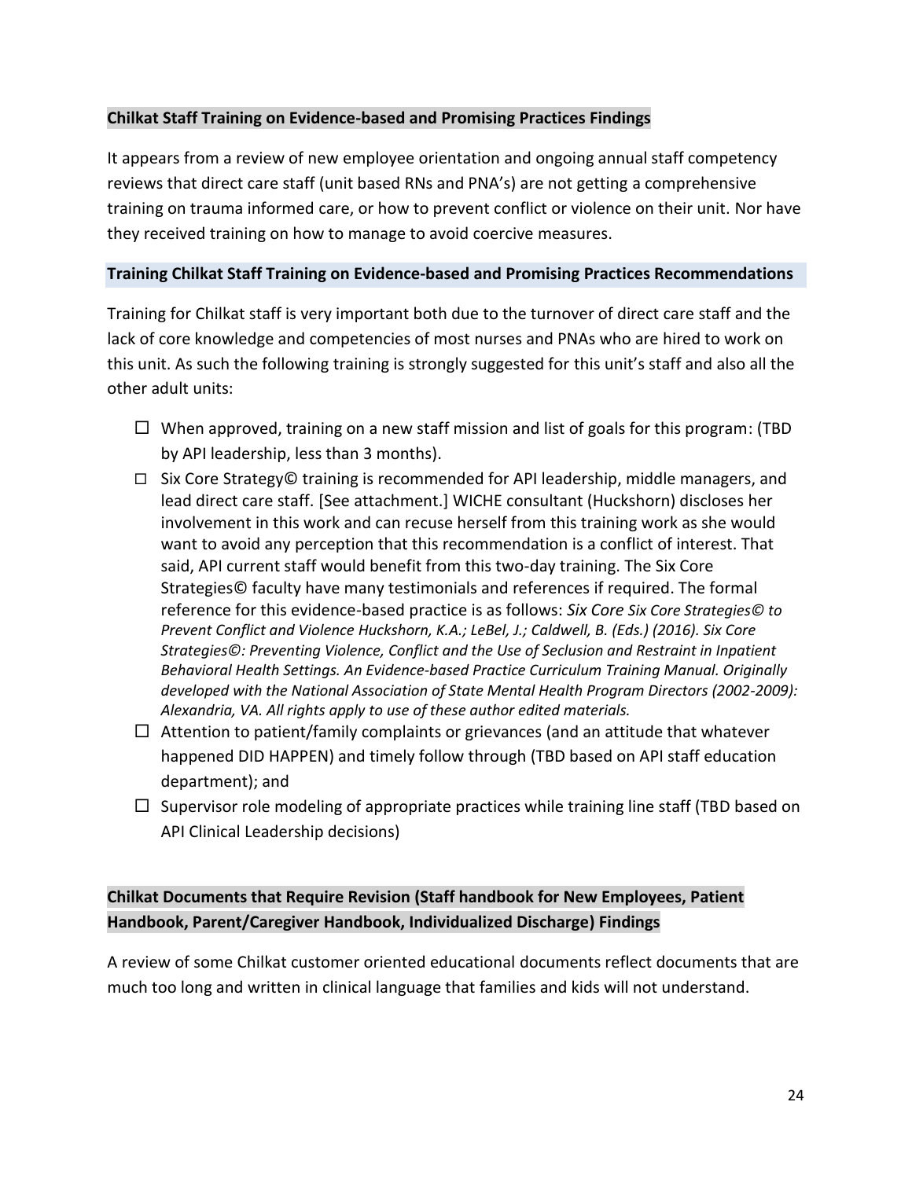**Chilkat Staff Training on Evidence-based and Promising Practices Findings**

It appears from a review of new employee orientation and ongoing annual staff competency reviews that direct care staff (unit based RNs and PNA's) are not getting a comprehensive training on trauma informed care, or how to prevent conflict or violence on their unit. Nor have they received training on how to manage to avoid coercive measures.

**Training Chilkat Staff Training on Evidence-based and Promising Practices Recommendations**

Training for Chilkat staff is very important both due to the turnover of direct care staff and the lack of core knowledge and competencies of most nurses and PNAs who are hired to work on this unit. As such the following training is strongly suggested for this unit's staff and also all the other adult units:

- ☐ When approved, training on a new staff mission and list of goals for this program: (TBD by API leadership, less than 3 months).
- ☐ Six Core Strategy© training is recommended for API leadership, middle managers, and lead direct care staff. [See attachment.] WICHE consultant (Huckshorn) discloses her involvement in this work and can recuse herself from this training work as she would want to avoid any perception that this recommendation is a conflict of interest. That said, API current staff would benefit from this two-day training. The Six Core Strategies© faculty have many testimonials and references if required. The formal reference for this evidence-based practice is as follows: *Six Core Six Core Strategies© to Prevent Conflict and Violence Huckshorn, K.A.; LeBel, J.; Caldwell, B. (Eds.) (2016). Six Core Strategies©: Preventing Violence, Conflict and the Use of Seclusion and Restraint in Inpatient Behavioral Health Settings. An Evidence-based Practice Curriculum Training Manual. Originally developed with the National Association of State Mental Health Program Directors (2002-2009): Alexandria, VA. All rights apply to use of these author edited materials.*
- ☐ Attention to patient/family complaints or grievances (and an attitude that whatever happened DID HAPPEN) and timely follow through (TBD based on API staff education department); and
- ☐ Supervisor role modeling of appropriate practices while training line staff (TBD based on API Clinical Leadership decisions)

**Chilkat Documents that Require Revision (Staff handbook for New Employees, Patient Handbook, Parent/Caregiver Handbook, Individualized Discharge) Findings**

A review of some Chilkat customer oriented educational documents reflect documents that are much too long and written in clinical language that families and kids will not understand.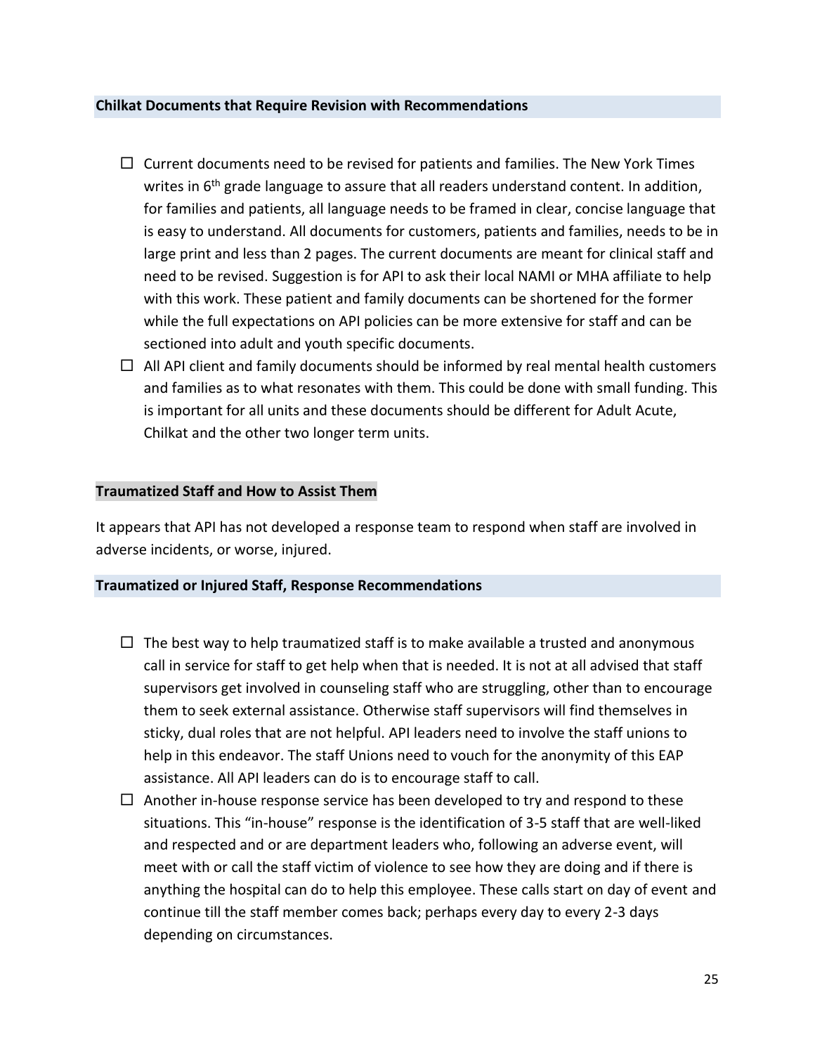### Chilkat Documents that Require Revision with Recommendations

- ☐ Current documents need to be revised for patients and families. The New York Times writes in 6th grade language to assure that all readers understand content. In addition, for families and patients, all language needs to be framed in clear, concise language that is easy to understand. All documents for customers, patients and families, needs to be in large print and less than 2 pages. The current documents are meant for clinical staff and need to be revised. Suggestion is for API to ask their local NAMI or MHA affiliate to help with this work. These patient and family documents can be shortened for the former while the full expectations on API policies can be more extensive for staff and can be sectioned into adult and youth specific documents.
- ☐ All API client and family documents should be informed by real mental health customers and families as to what resonates with them. This could be done with small funding. This is important for all units and these documents should be different for Adult Acute, Chilkat and the other two longer term units.

### Traumatized Staff and How to Assist Them

It appears that API has not developed a response team to respond when staff are involved in adverse incidents, or worse, injured.

### Traumatized or Injured Staff, Response Recommendations

- ☐ The best way to help traumatized staff is to make available a trusted and anonymous call in service for staff to get help when that is needed. It is not at all advised that staff supervisors get involved in counseling staff who are struggling, other than to encourage them to seek external assistance. Otherwise staff supervisors will find themselves in sticky, dual roles that are not helpful. API leaders need to involve the staff unions to help in this endeavor. The staff Unions need to vouch for the anonymity of this EAP assistance. All API leaders can do is to encourage staff to call.
- ☐ Another in-house response service has been developed to try and respond to these situations. This "in-house" response is the identification of 3-5 staff that are well-liked and respected and or are department leaders who, following an adverse event, will meet with or call the staff victim of violence to see how they are doing and if there is anything the hospital can do to help this employee. These calls start on day of event and continue till the staff member comes back; perhaps every day to every 2-3 days depending on circumstances.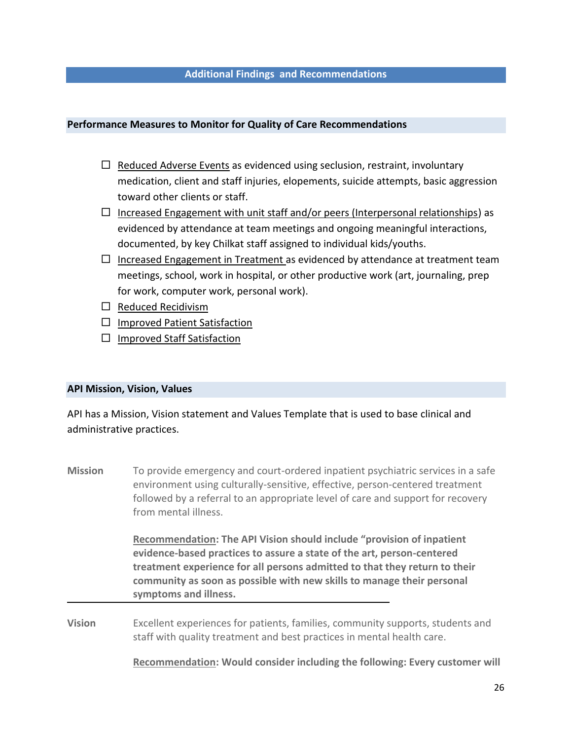## Additional Findings and Recommendations

### Performance Measures to Monitor for Quality of Care Recommendations

- ☐ Reduced Adverse Events as evidenced using seclusion, restraint, involuntary medication, client and staff injuries, elopements, suicide attempts, basic aggression toward other clients or staff.
- ☐ Increased Engagement with unit staff and/or peers (Interpersonal relationships) as evidenced by attendance at team meetings and ongoing meaningful interactions, documented, by key Chilkat staff assigned to individual kids/youths.
- ☐ Increased Engagement in Treatment as evidenced by attendance at treatment team meetings, school, work in hospital, or other productive work (art, journaling, prep for work, computer work, personal work).
- ☐ Reduced Recidivism
- ☐ Improved Patient Satisfaction
- ☐ Improved Staff Satisfaction

### API Mission, Vision, Values

API has a Mission, Vision statement and Values Template that is used to base clinical and administrative practices.

**Mission** To provide emergency and court-ordered inpatient psychiatric services in a safe environment using culturally-sensitive, effective, person-centered treatment followed by a referral to an appropriate level of care and support for recovery from mental illness.

**Recommendation: The API Vision should include "provision of inpatient evidence-based practices to assure a state of the art, person-centered treatment experience for all persons admitted to that they return to their community as soon as possible with new skills to manage their personal symptoms and illness.**

---

**Vision** Excellent experiences for patients, families, community supports, students and staff with quality treatment and best practices in mental health care.

**Recommendation: Would consider including the following: Every customer will**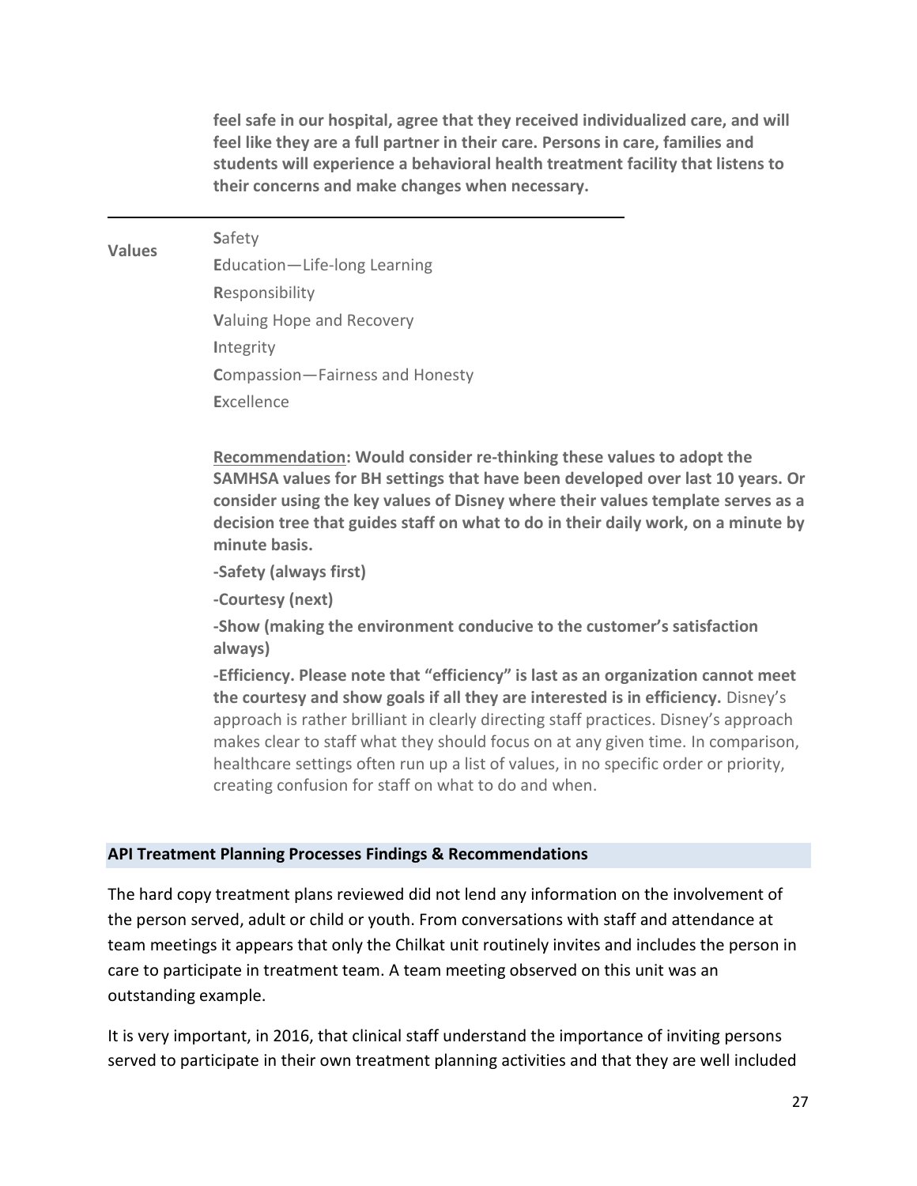**feel safe in our hospital, agree that they received individualized care, and will feel like they are a full partner in their care. Persons in care, families and students will experience a behavioral health treatment facility that listens to their concerns and make changes when necessary.**

---

**Values**

**S**afety
**E**ducation—Life-long Learning
**R**esponsibility
**V**aluing Hope and Recovery
**I**ntegrity
**C**ompassion—Fairness and Honesty
**E**xcellence

**Recommendation: Would consider re-thinking these values to adopt the SAMHSA values for BH settings that have been developed over last 10 years. Or consider using the key values of Disney where their values template serves as a decision tree that guides staff on what to do in their daily work, on a minute by minute basis.**

**-Safety (always first)**

**-Courtesy (next)**

**-Show (making the environment conducive to the customer's satisfaction always)**

**-Efficiency. Please note that "efficiency" is last as an organization cannot meet the courtesy and show goals if all they are interested is in efficiency.** Disney's approach is rather brilliant in clearly directing staff practices. Disney's approach makes clear to staff what they should focus on at any given time. In comparison, healthcare settings often run up a list of values, in no specific order or priority, creating confusion for staff on what to do and when.

## API Treatment Planning Processes Findings & Recommendations

The hard copy treatment plans reviewed did not lend any information on the involvement of the person served, adult or child or youth. From conversations with staff and attendance at team meetings it appears that only the Chilkat unit routinely invites and includes the person in care to participate in treatment team. A team meeting observed on this unit was an outstanding example.

It is very important, in 2016, that clinical staff understand the importance of inviting persons served to participate in their own treatment planning activities and that they are well included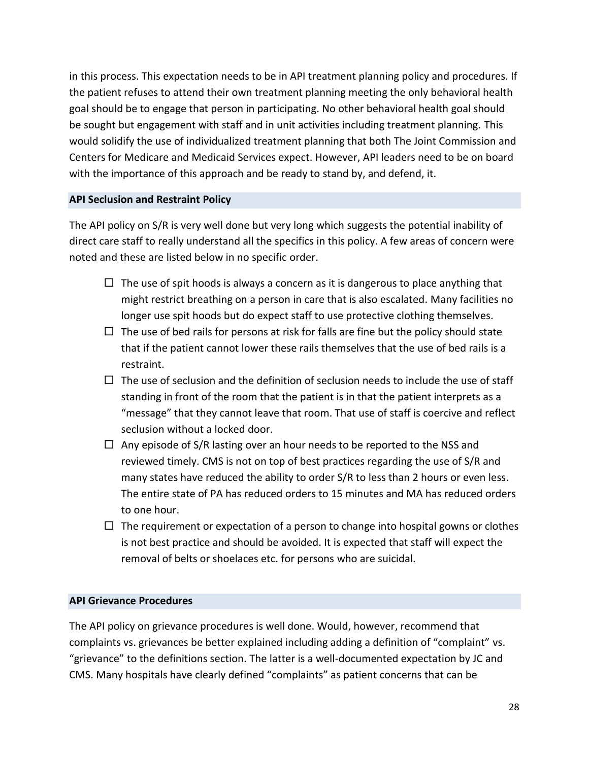in this process. This expectation needs to be in API treatment planning policy and procedures. If the patient refuses to attend their own treatment planning meeting the only behavioral health goal should be to engage that person in participating. No other behavioral health goal should be sought but engagement with staff and in unit activities including treatment planning. This would solidify the use of individualized treatment planning that both The Joint Commission and Centers for Medicare and Medicaid Services expect. However, API leaders need to be on board with the importance of this approach and be ready to stand by, and defend, it.

### API Seclusion and Restraint Policy

The API policy on S/R is very well done but very long which suggests the potential inability of direct care staff to really understand all the specifics in this policy. A few areas of concern were noted and these are listed below in no specific order.

- The use of spit hoods is always a concern as it is dangerous to place anything that might restrict breathing on a person in care that is also escalated. Many facilities no longer use spit hoods but do expect staff to use protective clothing themselves.
- The use of bed rails for persons at risk for falls are fine but the policy should state that if the patient cannot lower these rails themselves that the use of bed rails is a restraint.
- The use of seclusion and the definition of seclusion needs to include the use of staff standing in front of the room that the patient is in that the patient interprets as a "message" that they cannot leave that room. That use of staff is coercive and reflect seclusion without a locked door.
- Any episode of S/R lasting over an hour needs to be reported to the NSS and reviewed timely. CMS is not on top of best practices regarding the use of S/R and many states have reduced the ability to order S/R to less than 2 hours or even less. The entire state of PA has reduced orders to 15 minutes and MA has reduced orders to one hour.
- The requirement or expectation of a person to change into hospital gowns or clothes is not best practice and should be avoided. It is expected that staff will expect the removal of belts or shoelaces etc. for persons who are suicidal.

### API Grievance Procedures

The API policy on grievance procedures is well done. Would, however, recommend that complaints vs. grievances be better explained including adding a definition of "complaint" vs. "grievance" to the definitions section. The latter is a well-documented expectation by JC and CMS. Many hospitals have clearly defined "complaints" as patient concerns that can be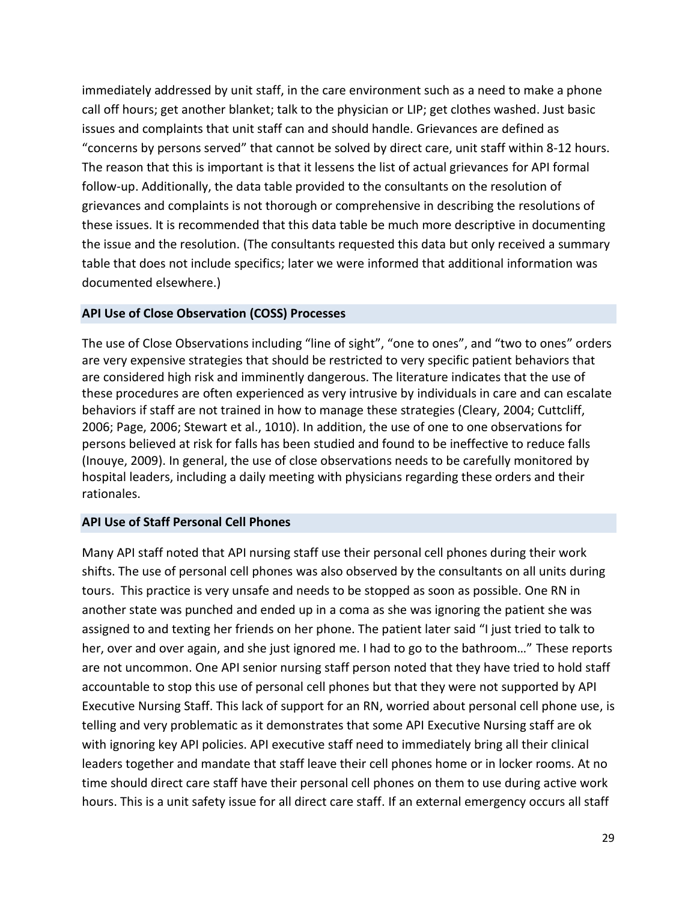immediately addressed by unit staff, in the care environment such as a need to make a phone call off hours; get another blanket; talk to the physician or LIP; get clothes washed. Just basic issues and complaints that unit staff can and should handle. Grievances are defined as “concerns by persons served” that cannot be solved by direct care, unit staff within 8-12 hours. The reason that this is important is that it lessens the list of actual grievances for API formal follow-up. Additionally, the data table provided to the consultants on the resolution of grievances and complaints is not thorough or comprehensive in describing the resolutions of these issues. It is recommended that this data table be much more descriptive in documenting the issue and the resolution. (The consultants requested this data but only received a summary table that does not include specifics; later we were informed that additional information was documented elsewhere.)

## API Use of Close Observation (COSS) Processes

The use of Close Observations including “line of sight”, “one to ones”, and “two to ones” orders are very expensive strategies that should be restricted to very specific patient behaviors that are considered high risk and imminently dangerous. The literature indicates that the use of these procedures are often experienced as very intrusive by individuals in care and can escalate behaviors if staff are not trained in how to manage these strategies (Cleary, 2004; Cuttcliff, 2006; Page, 2006; Stewart et al., 1010). In addition, the use of one to one observations for persons believed at risk for falls has been studied and found to be ineffective to reduce falls (Inouye, 2009). In general, the use of close observations needs to be carefully monitored by hospital leaders, including a daily meeting with physicians regarding these orders and their rationales.

## API Use of Staff Personal Cell Phones

Many API staff noted that API nursing staff use their personal cell phones during their work shifts. The use of personal cell phones was also observed by the consultants on all units during tours. This practice is very unsafe and needs to be stopped as soon as possible. One RN in another state was punched and ended up in a coma as she was ignoring the patient she was assigned to and texting her friends on her phone. The patient later said “I just tried to talk to her, over and over again, and she just ignored me. I had to go to the bathroom…” These reports are not uncommon. One API senior nursing staff person noted that they have tried to hold staff accountable to stop this use of personal cell phones but that they were not supported by API Executive Nursing Staff. This lack of support for an RN, worried about personal cell phone use, is telling and very problematic as it demonstrates that some API Executive Nursing staff are ok with ignoring key API policies. API executive staff need to immediately bring all their clinical leaders together and mandate that staff leave their cell phones home or in locker rooms. At no time should direct care staff have their personal cell phones on them to use during active work hours. This is a unit safety issue for all direct care staff. If an external emergency occurs all staff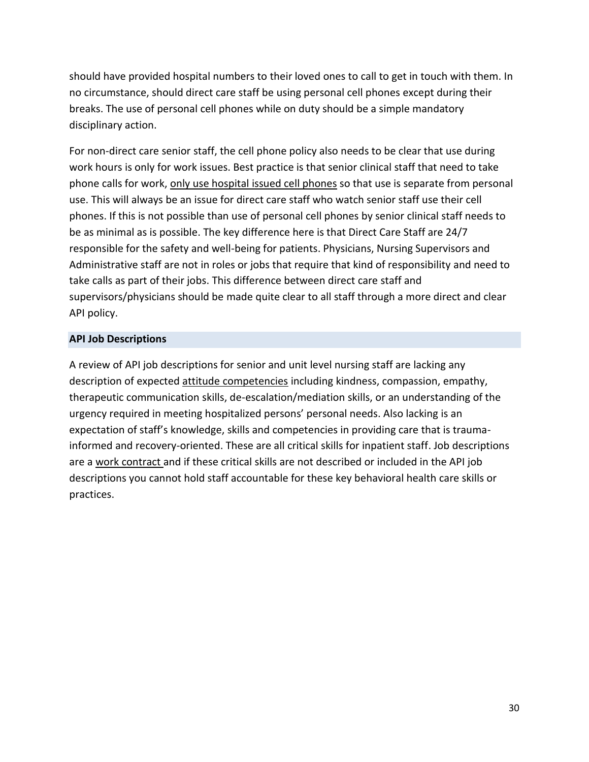should have provided hospital numbers to their loved ones to call to get in touch with them. In no circumstance, should direct care staff be using personal cell phones except during their breaks. The use of personal cell phones while on duty should be a simple mandatory disciplinary action.

For non-direct care senior staff, the cell phone policy also needs to be clear that use during work hours is only for work issues. Best practice is that senior clinical staff that need to take phone calls for work, <u>only use hospital issued cell phones</u> so that use is separate from personal use. This will always be an issue for direct care staff who watch senior staff use their cell phones. If this is not possible than use of personal cell phones by senior clinical staff needs to be as minimal as is possible. The key difference here is that Direct Care Staff are 24/7 responsible for the safety and well-being for patients. Physicians, Nursing Supervisors and Administrative staff are not in roles or jobs that require that kind of responsibility and need to take calls as part of their jobs. This difference between direct care staff and supervisors/physicians should be made quite clear to all staff through a more direct and clear API policy.

## API Job Descriptions

A review of API job descriptions for senior and unit level nursing staff are lacking any description of expected <u>attitude competencies</u> including kindness, compassion, empathy, therapeutic communication skills, de-escalation/mediation skills, or an understanding of the urgency required in meeting hospitalized persons' personal needs. Also lacking is an expectation of staff's knowledge, skills and competencies in providing care that is trauma-informed and recovery-oriented. These are all critical skills for inpatient staff. Job descriptions are a <u>work contract</u> and if these critical skills are not described or included in the API job descriptions you cannot hold staff accountable for these key behavioral health care skills or practices.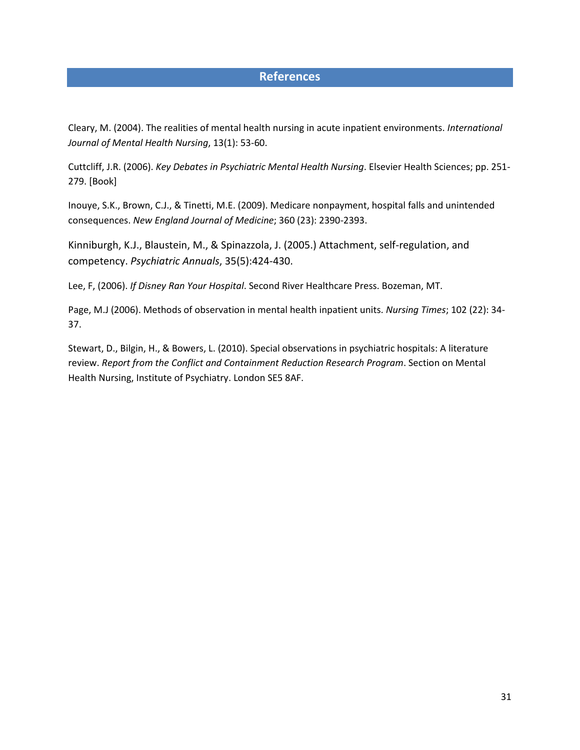# References

Cleary, M. (2004). The realities of mental health nursing in acute inpatient environments. *International Journal of Mental Health Nursing*, 13(1): 53-60.

Cuttcliff, J.R. (2006). *Key Debates in Psychiatric Mental Health Nursing*. Elsevier Health Sciences; pp. 251-279. [Book]

Inouye, S.K., Brown, C.J., & Tinetti, M.E. (2009). Medicare nonpayment, hospital falls and unintended consequences. *New England Journal of Medicine*; 360 (23): 2390-2393.

Kinniburgh, K.J., Blaustein, M., & Spinazzola, J. (2005.) Attachment, self-regulation, and competency. *Psychiatric Annuals*, 35(5):424-430.

Lee, F, (2006). *If Disney Ran Your Hospital*. Second River Healthcare Press. Bozeman, MT.

Page, M.J (2006). Methods of observation in mental health inpatient units. *Nursing Times*; 102 (22): 34-37.

Stewart, D., Bilgin, H., & Bowers, L. (2010). Special observations in psychiatric hospitals: A literature review. *Report from the Conflict and Containment Reduction Research Program*. Section on Mental Health Nursing, Institute of Psychiatry. London SE5 8AF.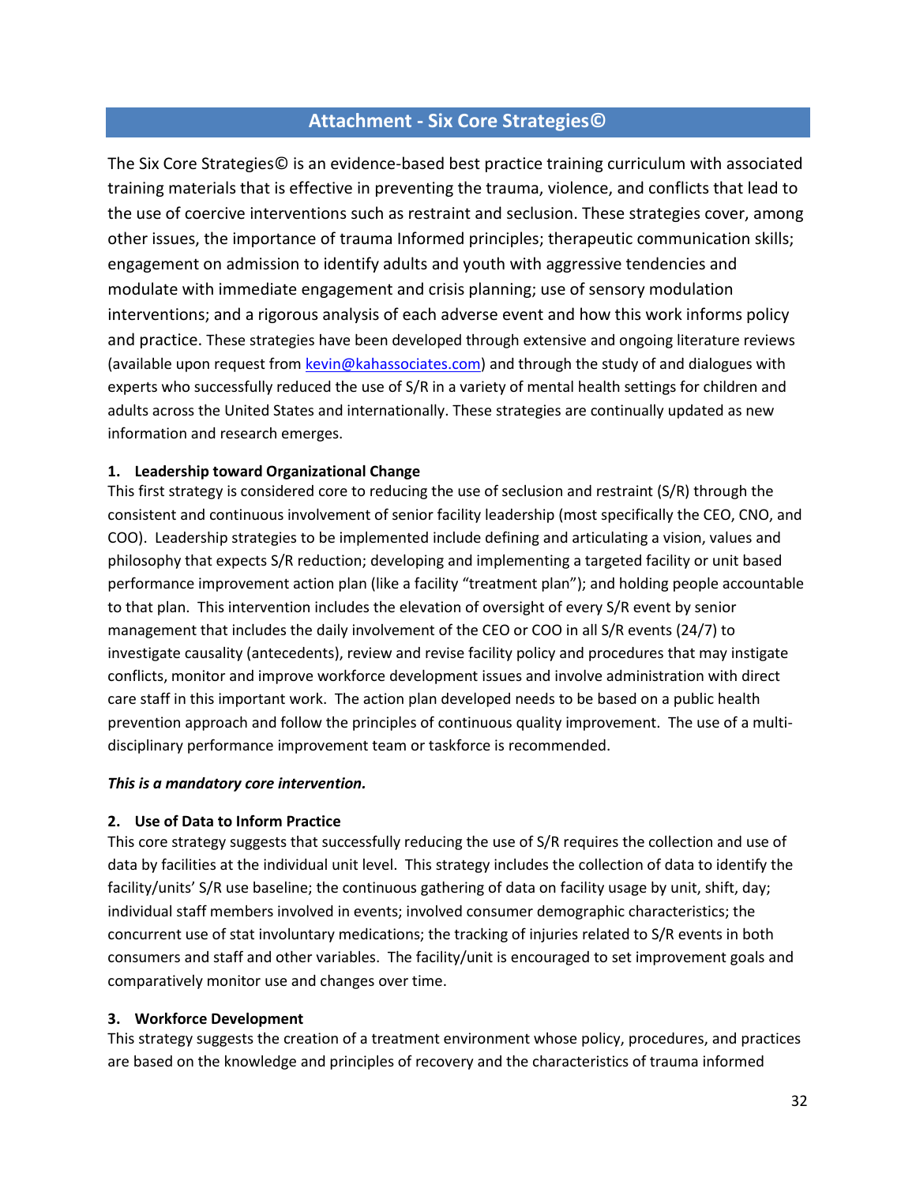## Attachment - Six Core Strategies©

The Six Core Strategies© is an evidence-based best practice training curriculum with associated training materials that is effective in preventing the trauma, violence, and conflicts that lead to the use of coercive interventions such as restraint and seclusion. These strategies cover, among other issues, the importance of trauma Informed principles; therapeutic communication skills; engagement on admission to identify adults and youth with aggressive tendencies and modulate with immediate engagement and crisis planning; use of sensory modulation interventions; and a rigorous analysis of each adverse event and how this work informs policy and practice. These strategies have been developed through extensive and ongoing literature reviews (available upon request from kevin@kahassociates.com) and through the study of and dialogues with experts who successfully reduced the use of S/R in a variety of mental health settings for children and adults across the United States and internationally. These strategies are continually updated as new information and research emerges.

**1. Leadership toward Organizational Change**

This first strategy is considered core to reducing the use of seclusion and restraint (S/R) through the consistent and continuous involvement of senior facility leadership (most specifically the CEO, CNO, and COO). Leadership strategies to be implemented include defining and articulating a vision, values and philosophy that expects S/R reduction; developing and implementing a targeted facility or unit based performance improvement action plan (like a facility "treatment plan"); and holding people accountable to that plan. This intervention includes the elevation of oversight of every S/R event by senior management that includes the daily involvement of the CEO or COO in all S/R events (24/7) to investigate causality (antecedents), review and revise facility policy and procedures that may instigate conflicts, monitor and improve workforce development issues and involve administration with direct care staff in this important work. The action plan developed needs to be based on a public health prevention approach and follow the principles of continuous quality improvement. The use of a multi-disciplinary performance improvement team or taskforce is recommended.

***This is a mandatory core intervention.***

**2. Use of Data to Inform Practice**

This core strategy suggests that successfully reducing the use of S/R requires the collection and use of data by facilities at the individual unit level. This strategy includes the collection of data to identify the facility/units' S/R use baseline; the continuous gathering of data on facility usage by unit, shift, day; individual staff members involved in events; involved consumer demographic characteristics; the concurrent use of stat involuntary medications; the tracking of injuries related to S/R events in both consumers and staff and other variables. The facility/unit is encouraged to set improvement goals and comparatively monitor use and changes over time.

**3. Workforce Development**

This strategy suggests the creation of a treatment environment whose policy, procedures, and practices are based on the knowledge and principles of recovery and the characteristics of trauma informed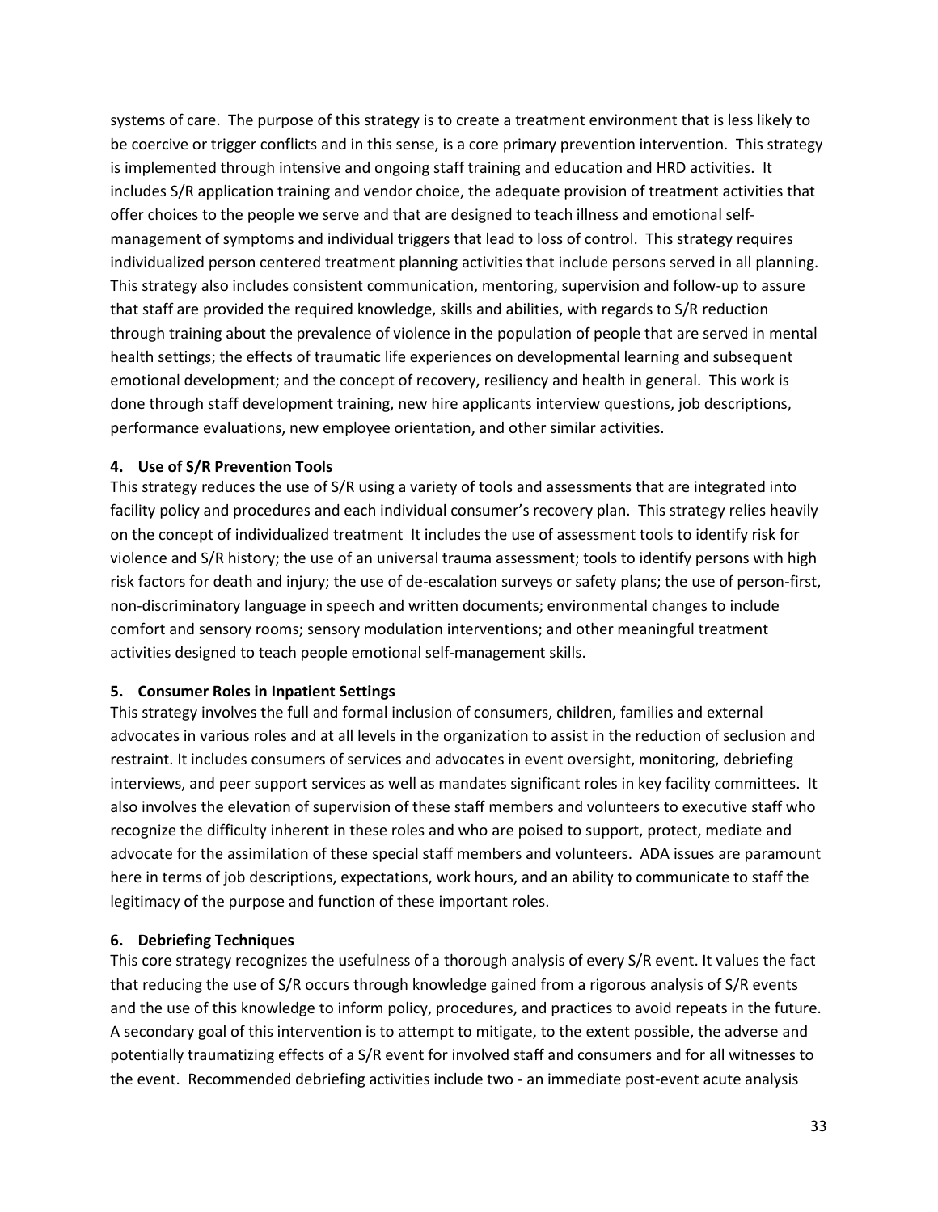systems of care. The purpose of this strategy is to create a treatment environment that is less likely to be coercive or trigger conflicts and in this sense, is a core primary prevention intervention. This strategy is implemented through intensive and ongoing staff training and education and HRD activities. It includes S/R application training and vendor choice, the adequate provision of treatment activities that offer choices to the people we serve and that are designed to teach illness and emotional self-management of symptoms and individual triggers that lead to loss of control. This strategy requires individualized person centered treatment planning activities that include persons served in all planning. This strategy also includes consistent communication, mentoring, supervision and follow-up to assure that staff are provided the required knowledge, skills and abilities, with regards to S/R reduction through training about the prevalence of violence in the population of people that are served in mental health settings; the effects of traumatic life experiences on developmental learning and subsequent emotional development; and the concept of recovery, resiliency and health in general. This work is done through staff development training, new hire applicants interview questions, job descriptions, performance evaluations, new employee orientation, and other similar activities.

**4. Use of S/R Prevention Tools**

This strategy reduces the use of S/R using a variety of tools and assessments that are integrated into facility policy and procedures and each individual consumer's recovery plan. This strategy relies heavily on the concept of individualized treatment It includes the use of assessment tools to identify risk for violence and S/R history; the use of an universal trauma assessment; tools to identify persons with high risk factors for death and injury; the use of de-escalation surveys or safety plans; the use of person-first, non-discriminatory language in speech and written documents; environmental changes to include comfort and sensory rooms; sensory modulation interventions; and other meaningful treatment activities designed to teach people emotional self-management skills.

**5. Consumer Roles in Inpatient Settings**

This strategy involves the full and formal inclusion of consumers, children, families and external advocates in various roles and at all levels in the organization to assist in the reduction of seclusion and restraint. It includes consumers of services and advocates in event oversight, monitoring, debriefing interviews, and peer support services as well as mandates significant roles in key facility committees. It also involves the elevation of supervision of these staff members and volunteers to executive staff who recognize the difficulty inherent in these roles and who are poised to support, protect, mediate and advocate for the assimilation of these special staff members and volunteers. ADA issues are paramount here in terms of job descriptions, expectations, work hours, and an ability to communicate to staff the legitimacy of the purpose and function of these important roles.

**6. Debriefing Techniques**

This core strategy recognizes the usefulness of a thorough analysis of every S/R event. It values the fact that reducing the use of S/R occurs through knowledge gained from a rigorous analysis of S/R events and the use of this knowledge to inform policy, procedures, and practices to avoid repeats in the future. A secondary goal of this intervention is to attempt to mitigate, to the extent possible, the adverse and potentially traumatizing effects of a S/R event for involved staff and consumers and for all witnesses to the event. Recommended debriefing activities include two - an immediate post-event acute analysis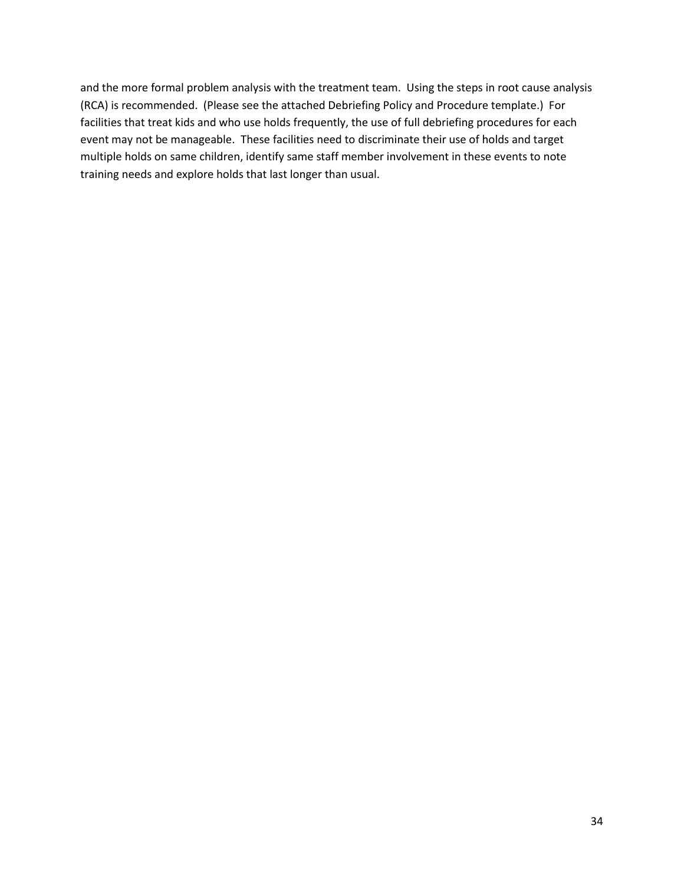and the more formal problem analysis with the treatment team. Using the steps in root cause analysis (RCA) is recommended. (Please see the attached Debriefing Policy and Procedure template.) For facilities that treat kids and who use holds frequently, the use of full debriefing procedures for each event may not be manageable. These facilities need to discriminate their use of holds and target multiple holds on same children, identify same staff member involvement in these events to note training needs and explore holds that last longer than usual.